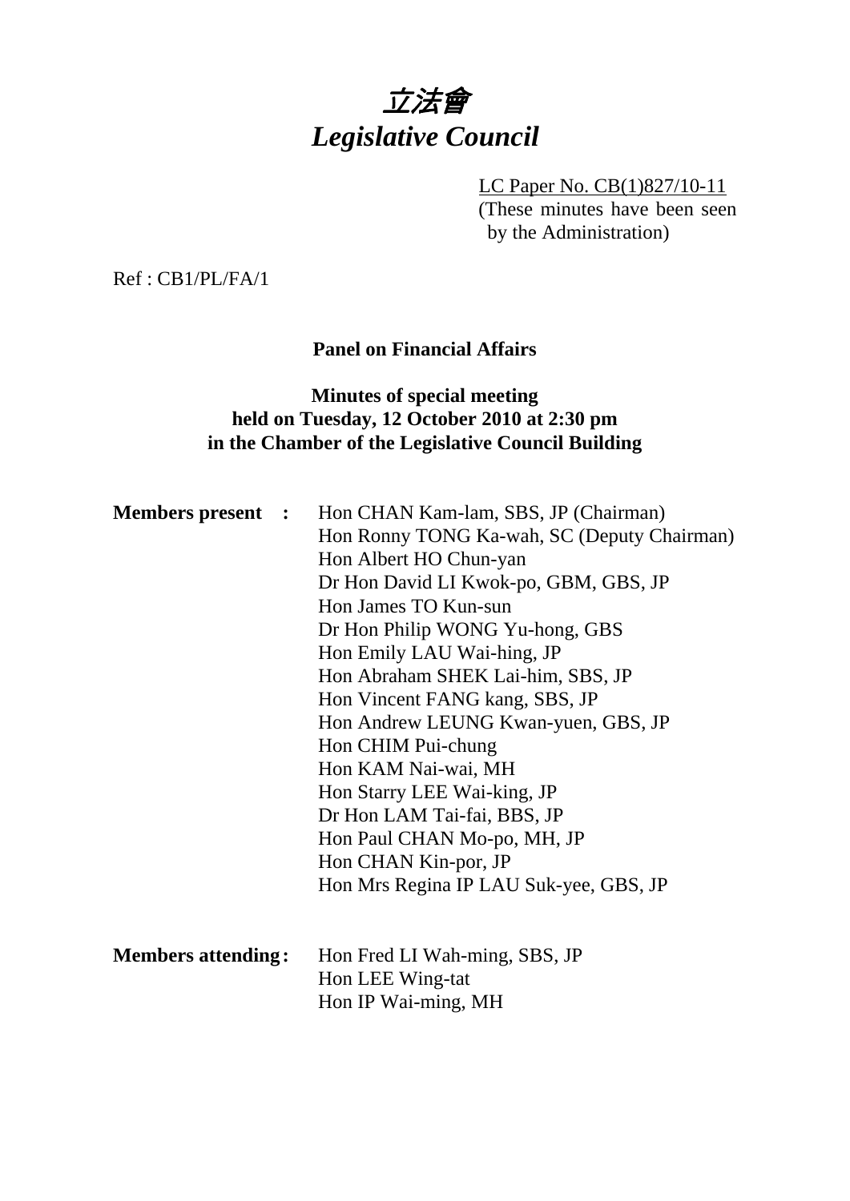# *立法會*
# *Legislative Council*

LC Paper No. CB(1)827/10-11
(These minutes have been seen by the Administration)

Ref : CB1/PL/FA/1

**Panel on Financial Affairs**

**Minutes of special meeting held on Tuesday, 12 October 2010 at 2:30 pm in the Chamber of the Legislative Council Building**

**Members present :**
Hon CHAN Kam-lam, SBS, JP (Chairman)
Hon Ronny TONG Ka-wah, SC (Deputy Chairman)
Hon Albert HO Chun-yan
Dr Hon David LI Kwok-po, GBM, GBS, JP
Hon James TO Kun-sun
Dr Hon Philip WONG Yu-hong, GBS
Hon Emily LAU Wai-hing, JP
Hon Abraham SHEK Lai-him, SBS, JP
Hon Vincent FANG kang, SBS, JP
Hon Andrew LEUNG Kwan-yuen, GBS, JP
Hon CHIM Pui-chung
Hon KAM Nai-wai, MH
Hon Starry LEE Wai-king, JP
Dr Hon LAM Tai-fai, BBS, JP
Hon Paul CHAN Mo-po, MH, JP
Hon CHAN Kin-por, JP
Hon Mrs Regina IP LAU Suk-yee, GBS, JP

**Members attending :**
Hon Fred LI Wah-ming, SBS, JP
Hon LEE Wing-tat
Hon IP Wai-ming, MH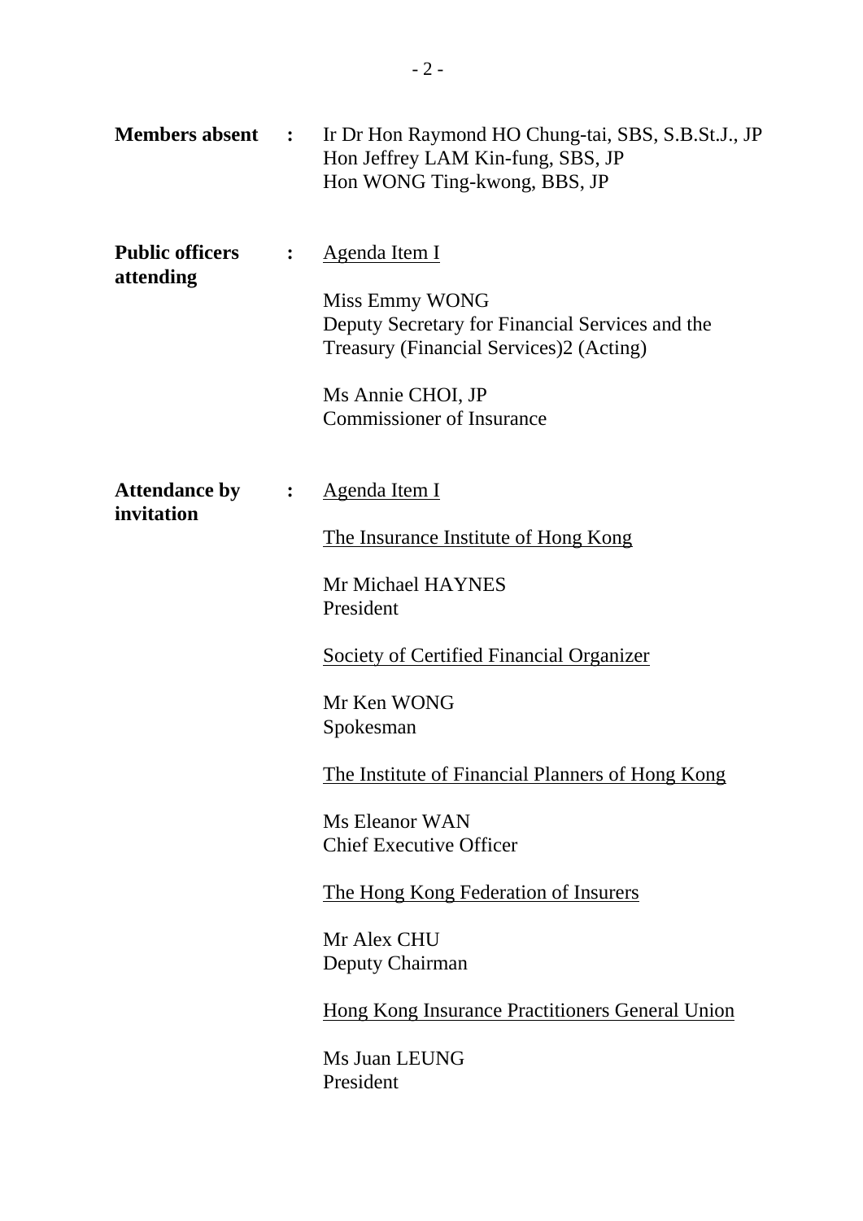**Members absent** : Ir Dr Hon Raymond HO Chung-tai, SBS, S.B.St.J., JP
Hon Jeffrey LAM Kin-fung, SBS, JP
Hon WONG Ting-kwong, BBS, JP

**Public officers attending** : Agenda Item I

Miss Emmy WONG
Deputy Secretary for Financial Services and the Treasury (Financial Services)2 (Acting)

Ms Annie CHOI, JP
Commissioner of Insurance

**Attendance by invitation** : Agenda Item I

The Insurance Institute of Hong Kong

Mr Michael HAYNES
President

Society of Certified Financial Organizer

Mr Ken WONG
Spokesman

The Institute of Financial Planners of Hong Kong

Ms Eleanor WAN
Chief Executive Officer

The Hong Kong Federation of Insurers

Mr Alex CHU
Deputy Chairman

Hong Kong Insurance Practitioners General Union

Ms Juan LEUNG
President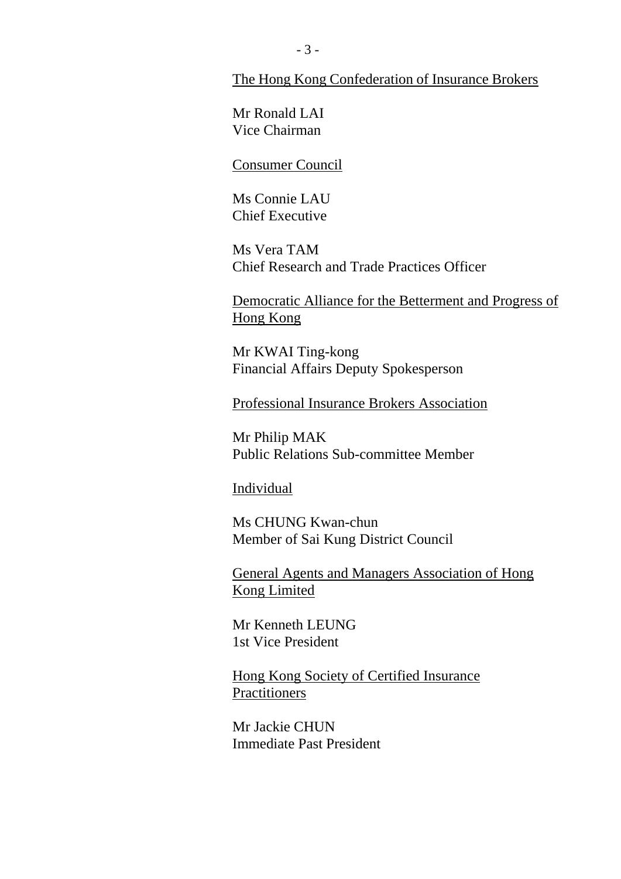<u>The Hong Kong Confederation of Insurance Brokers</u>

Mr Ronald LAI
Vice Chairman

<u>Consumer Council</u>

Ms Connie LAU
Chief Executive

Ms Vera TAM
Chief Research and Trade Practices Officer

<u>Democratic Alliance for the Betterment and Progress of Hong Kong</u>

Mr KWAI Ting-kong
Financial Affairs Deputy Spokesperson

<u>Professional Insurance Brokers Association</u>

Mr Philip MAK
Public Relations Sub-committee Member

<u>Individual</u>

Ms CHUNG Kwan-chun
Member of Sai Kung District Council

<u>General Agents and Managers Association of Hong Kong Limited</u>

Mr Kenneth LEUNG
1st Vice President

<u>Hong Kong Society of Certified Insurance Practitioners</u>

Mr Jackie CHUN
Immediate Past President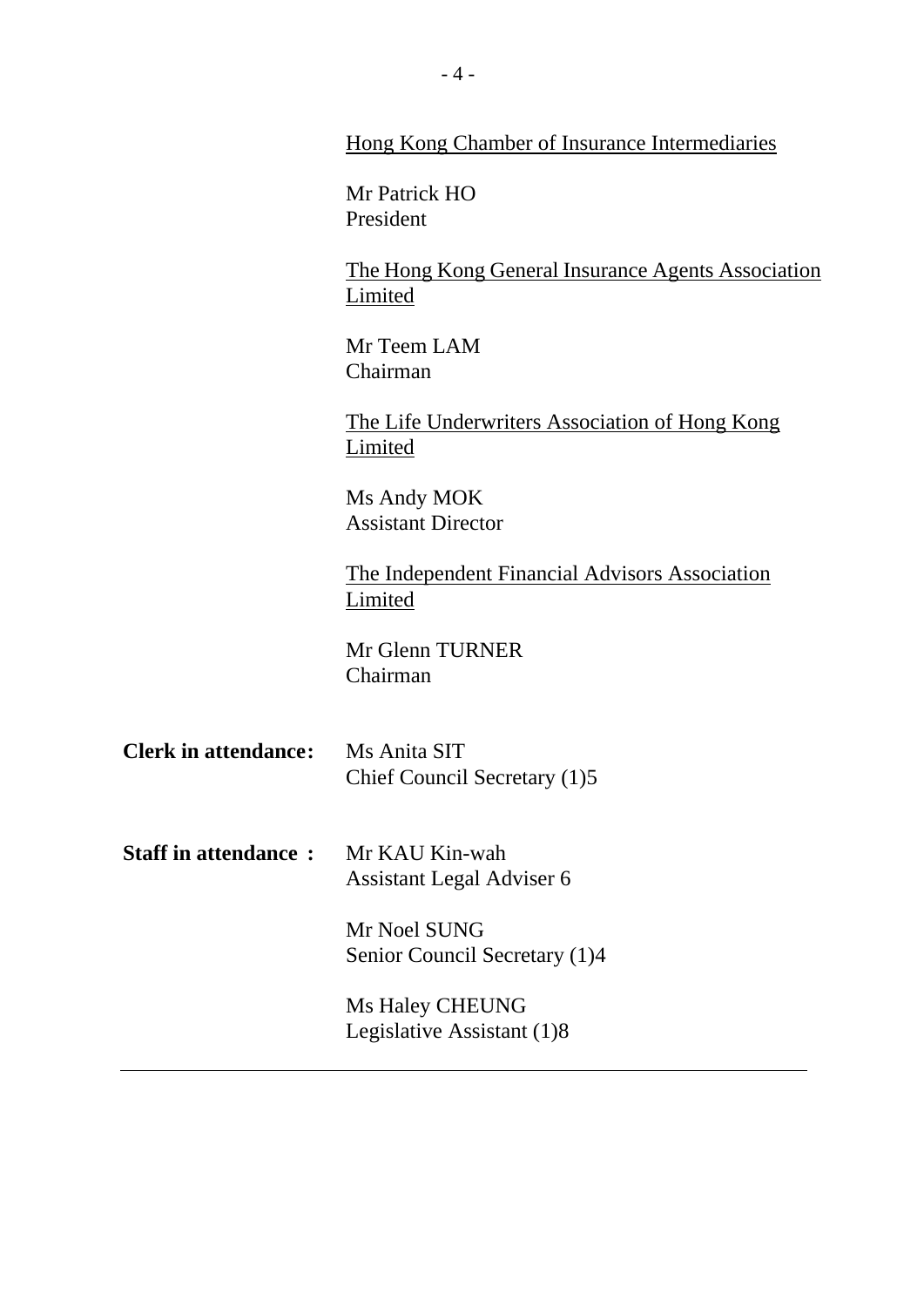<u>Hong Kong Chamber of Insurance Intermediaries</u>

Mr Patrick HO
President

<u>The Hong Kong General Insurance Agents Association Limited</u>

Mr Teem LAM
Chairman

<u>The Life Underwriters Association of Hong Kong Limited</u>

Ms Andy MOK
Assistant Director

<u>The Independent Financial Advisors Association Limited</u>

Mr Glenn TURNER
Chairman

**Clerk in attendance:** Ms Anita SIT
Chief Council Secretary (1)5

**Staff in attendance :** Mr KAU Kin-wah
Assistant Legal Adviser 6

Mr Noel SUNG
Senior Council Secretary (1)4

Ms Haley CHEUNG
Legislative Assistant (1)8

---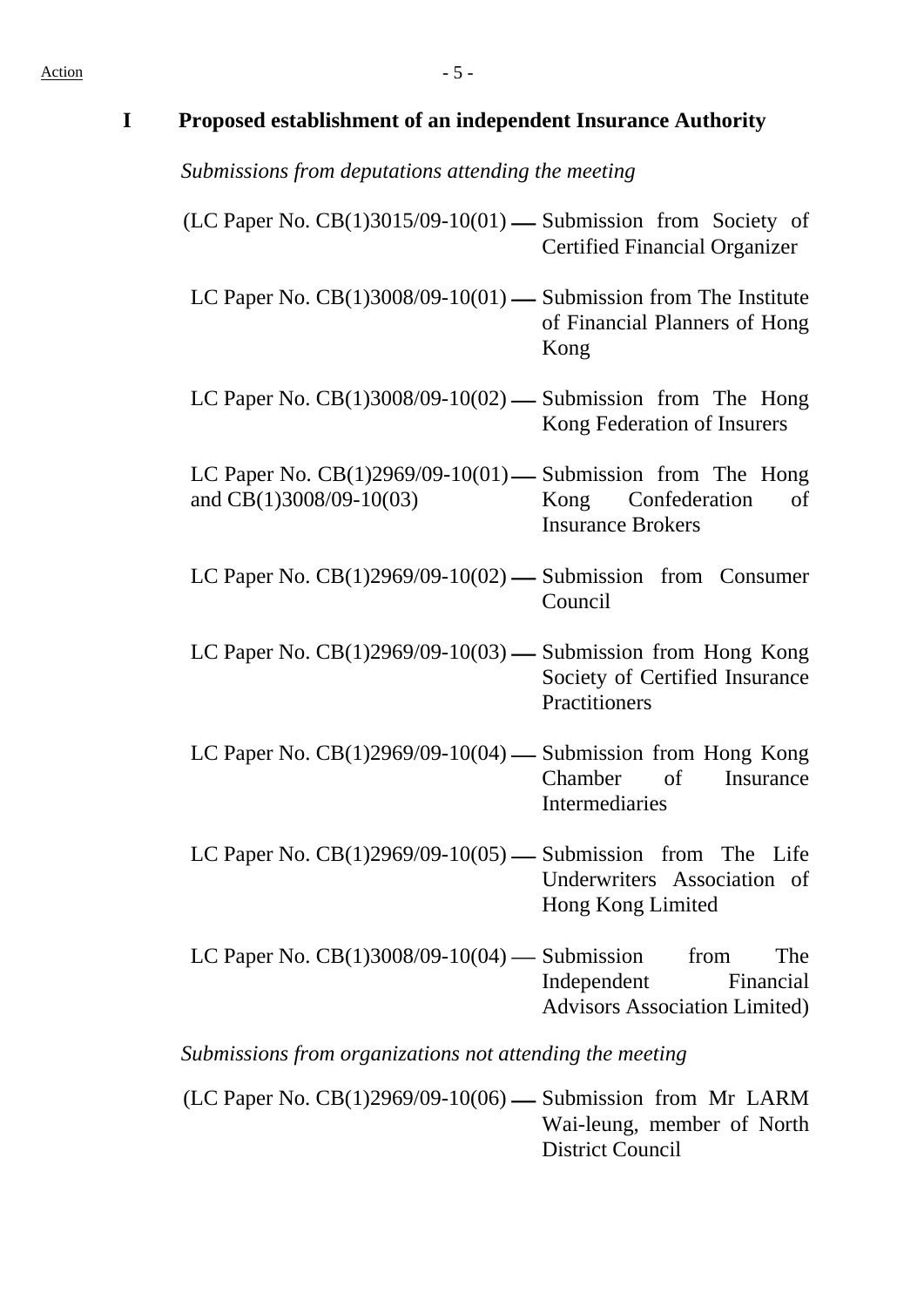## I Proposed establishment of an independent Insurance Authority

*Submissions from deputations attending the meeting*

(LC Paper No. CB(1)3015/09-10(01) — Submission from Society of Certified Financial Organizer

LC Paper No. CB(1)3008/09-10(01) — Submission from The Institute of Financial Planners of Hong Kong

LC Paper No. CB(1)3008/09-10(02) — Submission from The Hong Kong Federation of Insurers

LC Paper No. CB(1)2969/09-10(01) and CB(1)3008/09-10(03) — Submission from The Hong Kong Confederation of Insurance Brokers

LC Paper No. CB(1)2969/09-10(02) — Submission from Consumer Council

LC Paper No. CB(1)2969/09-10(03) — Submission from Hong Kong Society of Certified Insurance Practitioners

LC Paper No. CB(1)2969/09-10(04) — Submission from Hong Kong Chamber of Insurance Intermediaries

LC Paper No. CB(1)2969/09-10(05) — Submission from The Life Underwriters Association of Hong Kong Limited

LC Paper No. CB(1)3008/09-10(04) — Submission from The Independent Financial Advisors Association Limited)

*Submissions from organizations not attending the meeting*

(LC Paper No. CB(1)2969/09-10(06) — Submission from Mr LARM Wai-leung, member of North District Council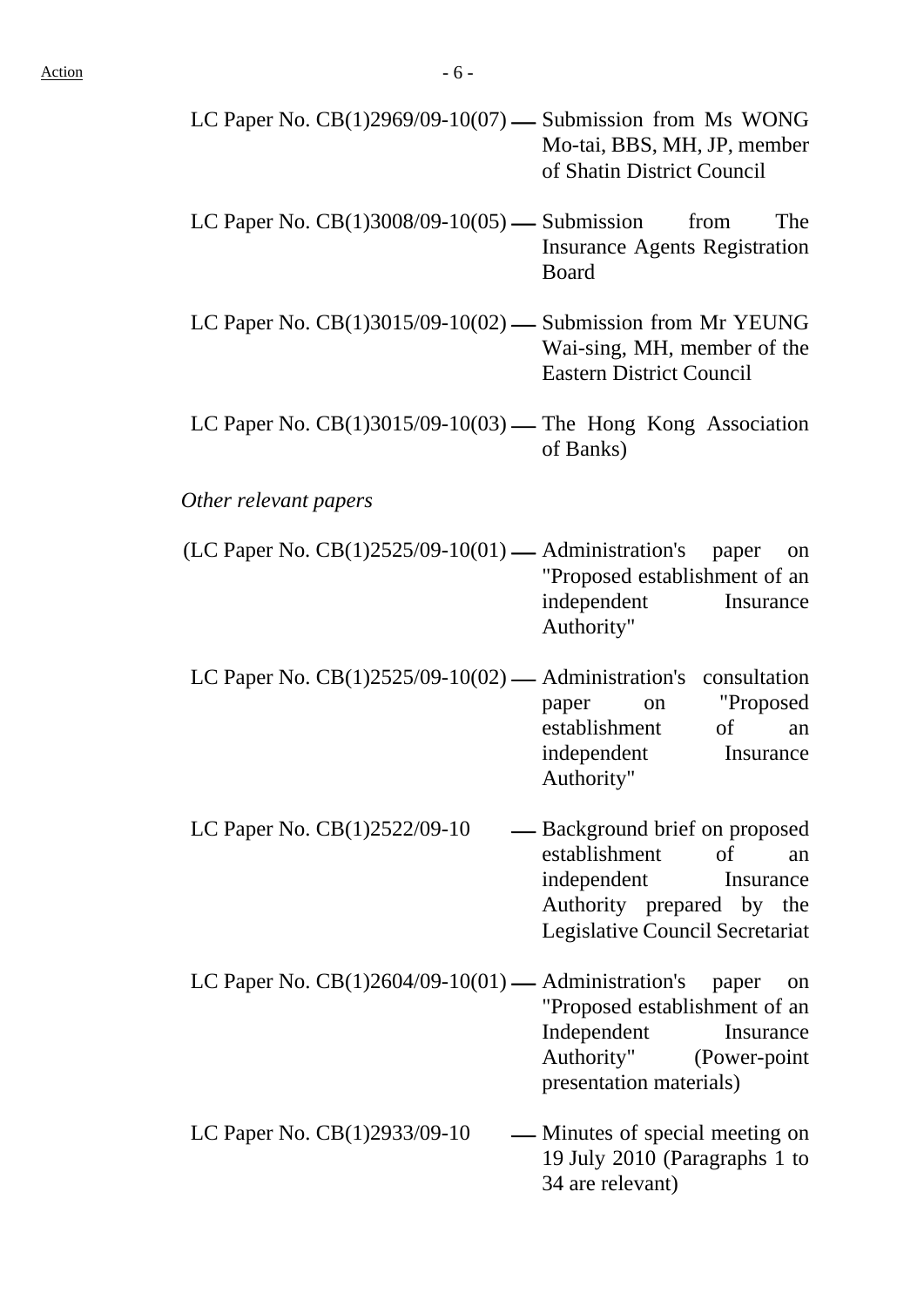LC Paper No. CB(1)2969/09-10(07) — Submission from Ms WONG Mo-tai, BBS, MH, JP, member of Shatin District Council

LC Paper No. CB(1)3008/09-10(05) — Submission from The Insurance Agents Registration Board

LC Paper No. CB(1)3015/09-10(02) — Submission from Mr YEUNG Wai-sing, MH, member of the Eastern District Council

LC Paper No. CB(1)3015/09-10(03) — The Hong Kong Association of Banks)

*Other relevant papers*

(LC Paper No. CB(1)2525/09-10(01) — Administration's paper on "Proposed establishment of an independent Insurance Authority"

LC Paper No. CB(1)2525/09-10(02) — Administration's consultation paper on "Proposed establishment of an independent Insurance Authority"

LC Paper No. CB(1)2522/09-10 — Background brief on proposed establishment of an independent Insurance Authority prepared by the Legislative Council Secretariat

LC Paper No. CB(1)2604/09-10(01) — Administration's paper on "Proposed establishment of an Independent Insurance Authority" (Power-point presentation materials)

LC Paper No. CB(1)2933/09-10 — Minutes of special meeting on 19 July 2010 (Paragraphs 1 to 34 are relevant)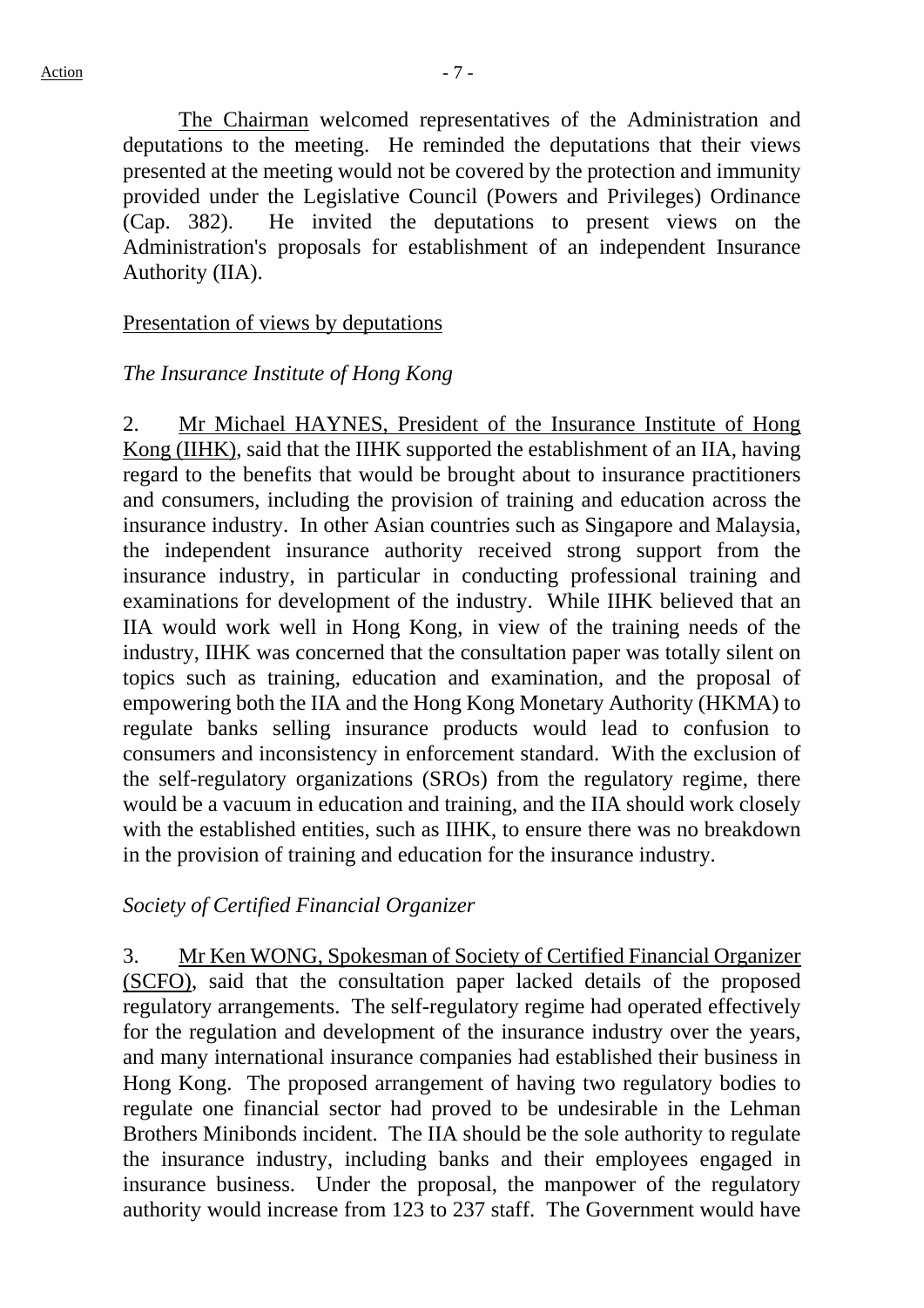<u>The Chairman</u> welcomed representatives of the Administration and deputations to the meeting. He reminded the deputations that their views presented at the meeting would not be covered by the protection and immunity provided under the Legislative Council (Powers and Privileges) Ordinance (Cap. 382). He invited the deputations to present views on the Administration's proposals for establishment of an independent Insurance Authority (IIA).

<u>Presentation of views by deputations</u>

*The Insurance Institute of Hong Kong*

2. <u>Mr Michael HAYNES, President of the Insurance Institute of Hong Kong (IIHK)</u>, said that the IIHK supported the establishment of an IIA, having regard to the benefits that would be brought about to insurance practitioners and consumers, including the provision of training and education across the insurance industry. In other Asian countries such as Singapore and Malaysia, the independent insurance authority received strong support from the insurance industry, in particular in conducting professional training and examinations for development of the industry. While IIHK believed that an IIA would work well in Hong Kong, in view of the training needs of the industry, IIHK was concerned that the consultation paper was totally silent on topics such as training, education and examination, and the proposal of empowering both the IIA and the Hong Kong Monetary Authority (HKMA) to regulate banks selling insurance products would lead to confusion to consumers and inconsistency in enforcement standard. With the exclusion of the self-regulatory organizations (SROs) from the regulatory regime, there would be a vacuum in education and training, and the IIA should work closely with the established entities, such as IIHK, to ensure there was no breakdown in the provision of training and education for the insurance industry.

*Society of Certified Financial Organizer*

3. <u>Mr Ken WONG, Spokesman of Society of Certified Financial Organizer (SCFO)</u>, said that the consultation paper lacked details of the proposed regulatory arrangements. The self-regulatory regime had operated effectively for the regulation and development of the insurance industry over the years, and many international insurance companies had established their business in Hong Kong. The proposed arrangement of having two regulatory bodies to regulate one financial sector had proved to be undesirable in the Lehman Brothers Minibonds incident. The IIA should be the sole authority to regulate the insurance industry, including banks and their employees engaged in insurance business. Under the proposal, the manpower of the regulatory authority would increase from 123 to 237 staff. The Government would have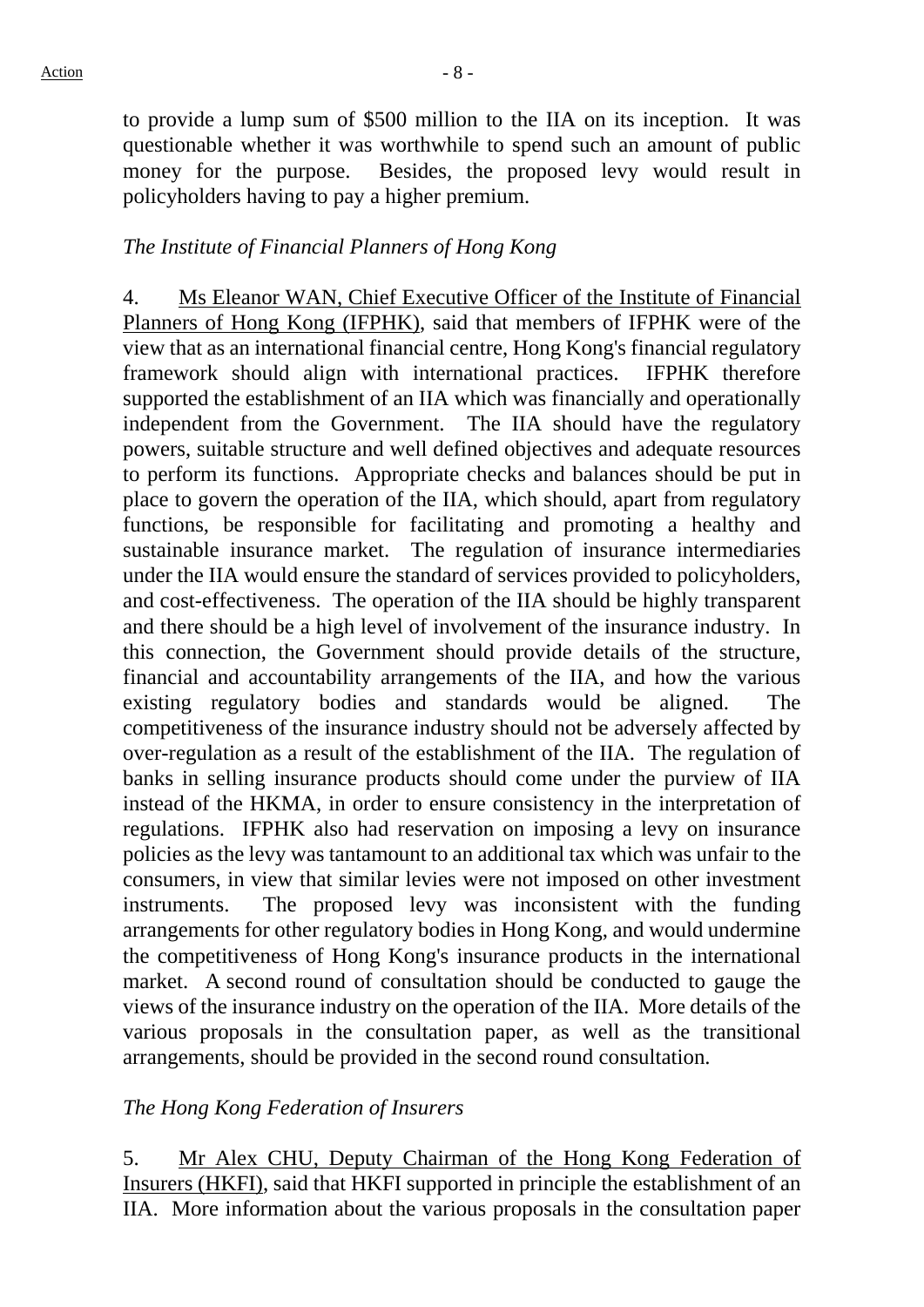to provide a lump sum of $500 million to the IIA on its inception. It was questionable whether it was worthwhile to spend such an amount of public money for the purpose. Besides, the proposed levy would result in policyholders having to pay a higher premium.

*The Institute of Financial Planners of Hong Kong*

4. Ms Eleanor WAN, Chief Executive Officer of the Institute of Financial Planners of Hong Kong (IFPHK), said that members of IFPHK were of the view that as an international financial centre, Hong Kong's financial regulatory framework should align with international practices. IFPHK therefore supported the establishment of an IIA which was financially and operationally independent from the Government. The IIA should have the regulatory powers, suitable structure and well defined objectives and adequate resources to perform its functions. Appropriate checks and balances should be put in place to govern the operation of the IIA, which should, apart from regulatory functions, be responsible for facilitating and promoting a healthy and sustainable insurance market. The regulation of insurance intermediaries under the IIA would ensure the standard of services provided to policyholders, and cost-effectiveness. The operation of the IIA should be highly transparent and there should be a high level of involvement of the insurance industry. In this connection, the Government should provide details of the structure, financial and accountability arrangements of the IIA, and how the various existing regulatory bodies and standards would be aligned. The competitiveness of the insurance industry should not be adversely affected by over-regulation as a result of the establishment of the IIA. The regulation of banks in selling insurance products should come under the purview of IIA instead of the HKMA, in order to ensure consistency in the interpretation of regulations. IFPHK also had reservation on imposing a levy on insurance policies as the levy was tantamount to an additional tax which was unfair to the consumers, in view that similar levies were not imposed on other investment instruments. The proposed levy was inconsistent with the funding arrangements for other regulatory bodies in Hong Kong, and would undermine the competitiveness of Hong Kong's insurance products in the international market. A second round of consultation should be conducted to gauge the views of the insurance industry on the operation of the IIA. More details of the various proposals in the consultation paper, as well as the transitional arrangements, should be provided in the second round consultation.

*The Hong Kong Federation of Insurers*

5. Mr Alex CHU, Deputy Chairman of the Hong Kong Federation of Insurers (HKFI), said that HKFI supported in principle the establishment of an IIA. More information about the various proposals in the consultation paper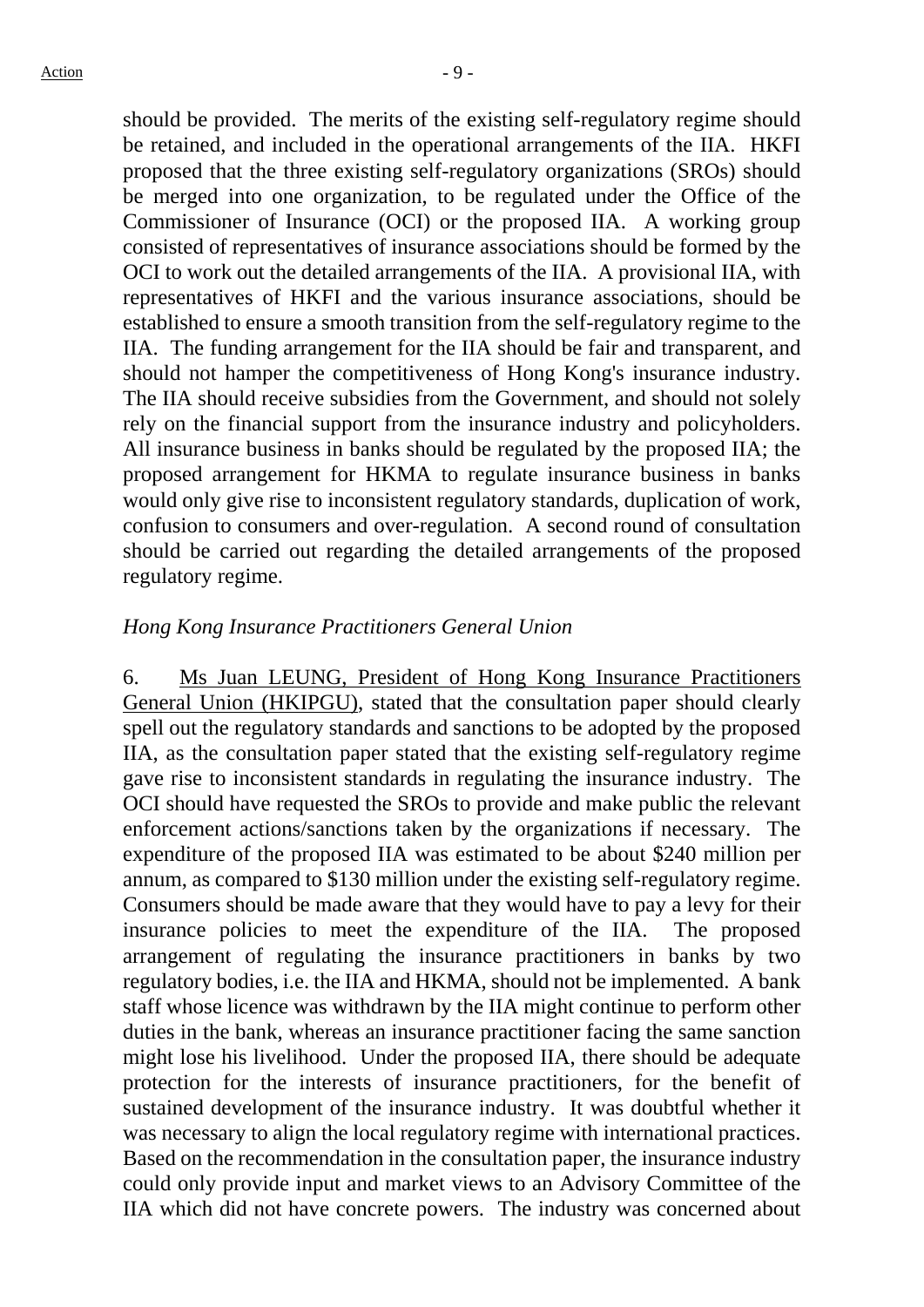should be provided. The merits of the existing self-regulatory regime should be retained, and included in the operational arrangements of the IIA. HKFI proposed that the three existing self-regulatory organizations (SROs) should be merged into one organization, to be regulated under the Office of the Commissioner of Insurance (OCI) or the proposed IIA. A working group consisted of representatives of insurance associations should be formed by the OCI to work out the detailed arrangements of the IIA. A provisional IIA, with representatives of HKFI and the various insurance associations, should be established to ensure a smooth transition from the self-regulatory regime to the IIA. The funding arrangement for the IIA should be fair and transparent, and should not hamper the competitiveness of Hong Kong's insurance industry. The IIA should receive subsidies from the Government, and should not solely rely on the financial support from the insurance industry and policyholders. All insurance business in banks should be regulated by the proposed IIA; the proposed arrangement for HKMA to regulate insurance business in banks would only give rise to inconsistent regulatory standards, duplication of work, confusion to consumers and over-regulation. A second round of consultation should be carried out regarding the detailed arrangements of the proposed regulatory regime.

*Hong Kong Insurance Practitioners General Union*

6. Ms Juan LEUNG, President of Hong Kong Insurance Practitioners General Union (HKIPGU), stated that the consultation paper should clearly spell out the regulatory standards and sanctions to be adopted by the proposed IIA, as the consultation paper stated that the existing self-regulatory regime gave rise to inconsistent standards in regulating the insurance industry. The OCI should have requested the SROs to provide and make public the relevant enforcement actions/sanctions taken by the organizations if necessary. The expenditure of the proposed IIA was estimated to be about $240 million per annum, as compared to $130 million under the existing self-regulatory regime. Consumers should be made aware that they would have to pay a levy for their insurance policies to meet the expenditure of the IIA. The proposed arrangement of regulating the insurance practitioners in banks by two regulatory bodies, i.e. the IIA and HKMA, should not be implemented. A bank staff whose licence was withdrawn by the IIA might continue to perform other duties in the bank, whereas an insurance practitioner facing the same sanction might lose his livelihood. Under the proposed IIA, there should be adequate protection for the interests of insurance practitioners, for the benefit of sustained development of the insurance industry. It was doubtful whether it was necessary to align the local regulatory regime with international practices. Based on the recommendation in the consultation paper, the insurance industry could only provide input and market views to an Advisory Committee of the IIA which did not have concrete powers. The industry was concerned about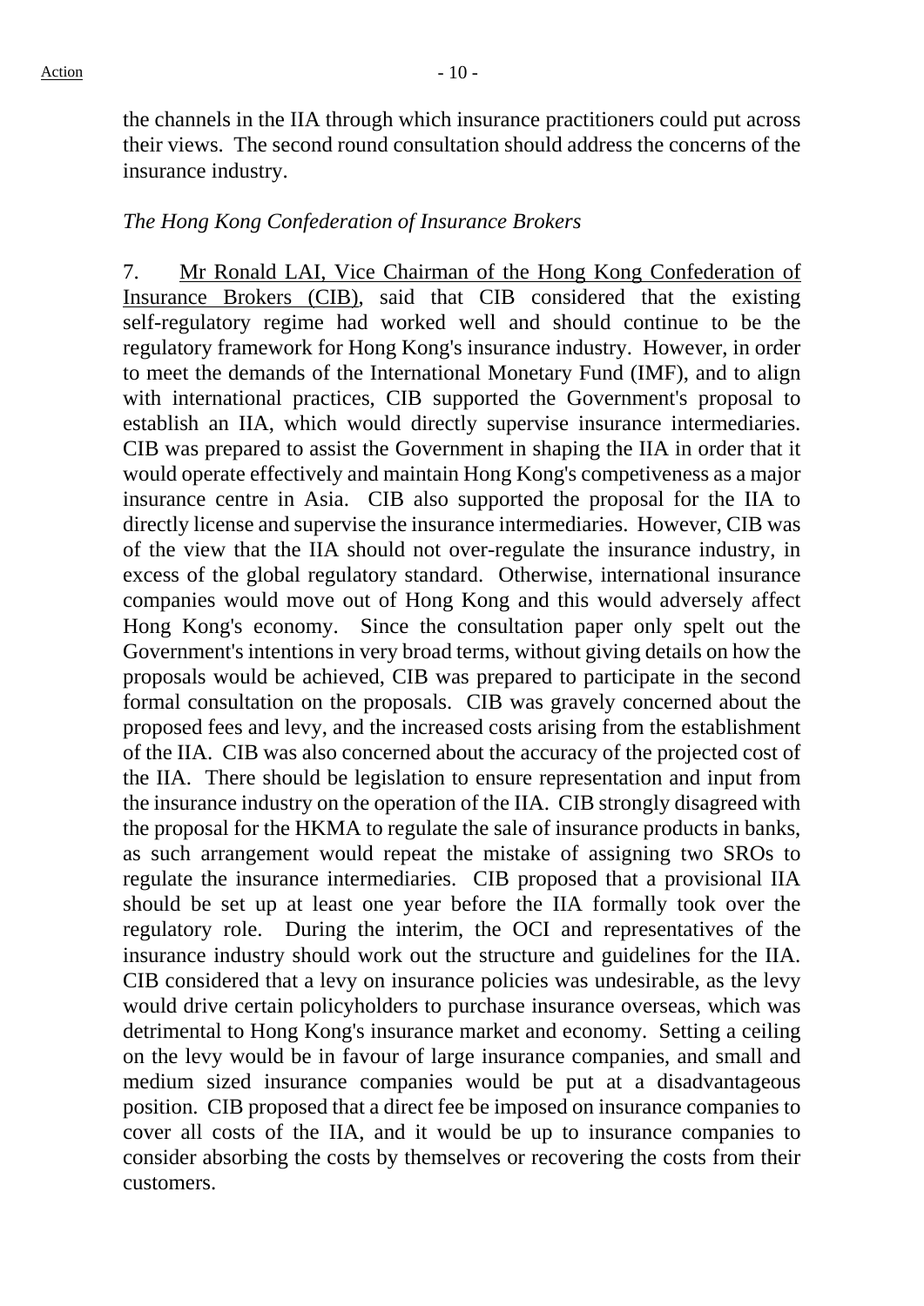the channels in the IIA through which insurance practitioners could put across their views. The second round consultation should address the concerns of the insurance industry.

*The Hong Kong Confederation of Insurance Brokers*

7. Mr Ronald LAI, Vice Chairman of the Hong Kong Confederation of Insurance Brokers (CIB), said that CIB considered that the existing self-regulatory regime had worked well and should continue to be the regulatory framework for Hong Kong's insurance industry. However, in order to meet the demands of the International Monetary Fund (IMF), and to align with international practices, CIB supported the Government's proposal to establish an IIA, which would directly supervise insurance intermediaries. CIB was prepared to assist the Government in shaping the IIA in order that it would operate effectively and maintain Hong Kong's competiveness as a major insurance centre in Asia. CIB also supported the proposal for the IIA to directly license and supervise the insurance intermediaries. However, CIB was of the view that the IIA should not over-regulate the insurance industry, in excess of the global regulatory standard. Otherwise, international insurance companies would move out of Hong Kong and this would adversely affect Hong Kong's economy. Since the consultation paper only spelt out the Government's intentions in very broad terms, without giving details on how the proposals would be achieved, CIB was prepared to participate in the second formal consultation on the proposals. CIB was gravely concerned about the proposed fees and levy, and the increased costs arising from the establishment of the IIA. CIB was also concerned about the accuracy of the projected cost of the IIA. There should be legislation to ensure representation and input from the insurance industry on the operation of the IIA. CIB strongly disagreed with the proposal for the HKMA to regulate the sale of insurance products in banks, as such arrangement would repeat the mistake of assigning two SROs to regulate the insurance intermediaries. CIB proposed that a provisional IIA should be set up at least one year before the IIA formally took over the regulatory role. During the interim, the OCI and representatives of the insurance industry should work out the structure and guidelines for the IIA. CIB considered that a levy on insurance policies was undesirable, as the levy would drive certain policyholders to purchase insurance overseas, which was detrimental to Hong Kong's insurance market and economy. Setting a ceiling on the levy would be in favour of large insurance companies, and small and medium sized insurance companies would be put at a disadvantageous position. CIB proposed that a direct fee be imposed on insurance companies to cover all costs of the IIA, and it would be up to insurance companies to consider absorbing the costs by themselves or recovering the costs from their customers.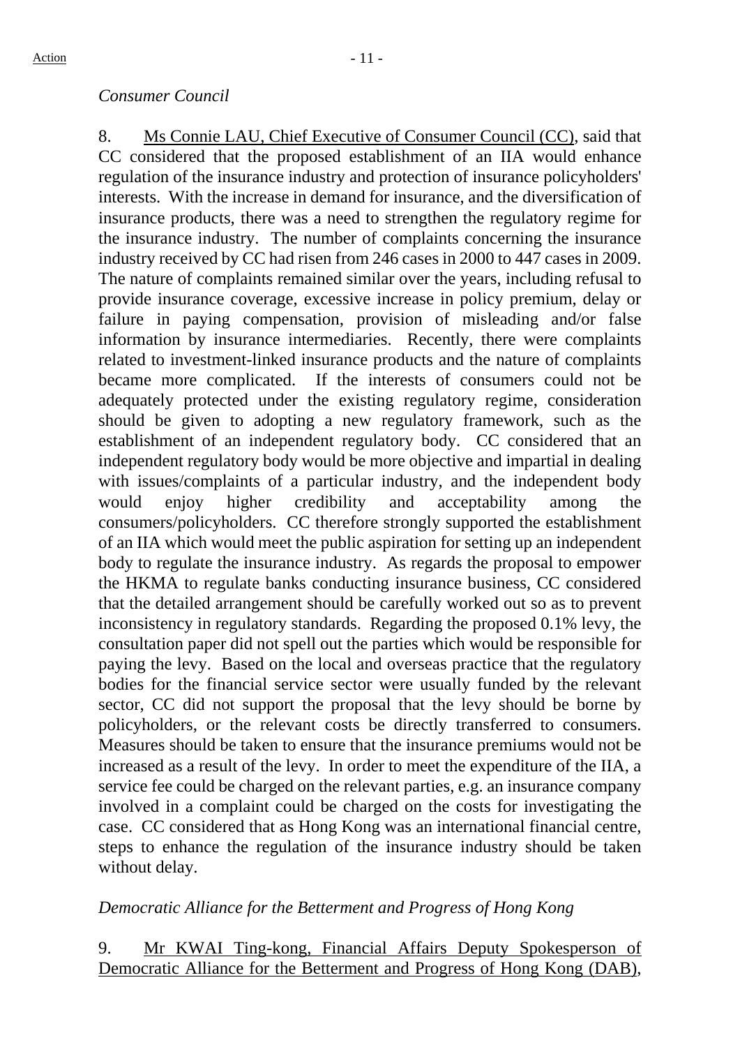*Consumer Council*

8. Ms Connie LAU, Chief Executive of Consumer Council (CC), said that CC considered that the proposed establishment of an IIA would enhance regulation of the insurance industry and protection of insurance policyholders' interests. With the increase in demand for insurance, and the diversification of insurance products, there was a need to strengthen the regulatory regime for the insurance industry. The number of complaints concerning the insurance industry received by CC had risen from 246 cases in 2000 to 447 cases in 2009. The nature of complaints remained similar over the years, including refusal to provide insurance coverage, excessive increase in policy premium, delay or failure in paying compensation, provision of misleading and/or false information by insurance intermediaries. Recently, there were complaints related to investment-linked insurance products and the nature of complaints became more complicated. If the interests of consumers could not be adequately protected under the existing regulatory regime, consideration should be given to adopting a new regulatory framework, such as the establishment of an independent regulatory body. CC considered that an independent regulatory body would be more objective and impartial in dealing with issues/complaints of a particular industry, and the independent body would enjoy higher credibility and acceptability among the consumers/policyholders. CC therefore strongly supported the establishment of an IIA which would meet the public aspiration for setting up an independent body to regulate the insurance industry. As regards the proposal to empower the HKMA to regulate banks conducting insurance business, CC considered that the detailed arrangement should be carefully worked out so as to prevent inconsistency in regulatory standards. Regarding the proposed 0.1% levy, the consultation paper did not spell out the parties which would be responsible for paying the levy. Based on the local and overseas practice that the regulatory bodies for the financial service sector were usually funded by the relevant sector, CC did not support the proposal that the levy should be borne by policyholders, or the relevant costs be directly transferred to consumers. Measures should be taken to ensure that the insurance premiums would not be increased as a result of the levy. In order to meet the expenditure of the IIA, a service fee could be charged on the relevant parties, e.g. an insurance company involved in a complaint could be charged on the costs for investigating the case. CC considered that as Hong Kong was an international financial centre, steps to enhance the regulation of the insurance industry should be taken without delay.

*Democratic Alliance for the Betterment and Progress of Hong Kong*

9. Mr KWAI Ting-kong, Financial Affairs Deputy Spokesperson of Democratic Alliance for the Betterment and Progress of Hong Kong (DAB),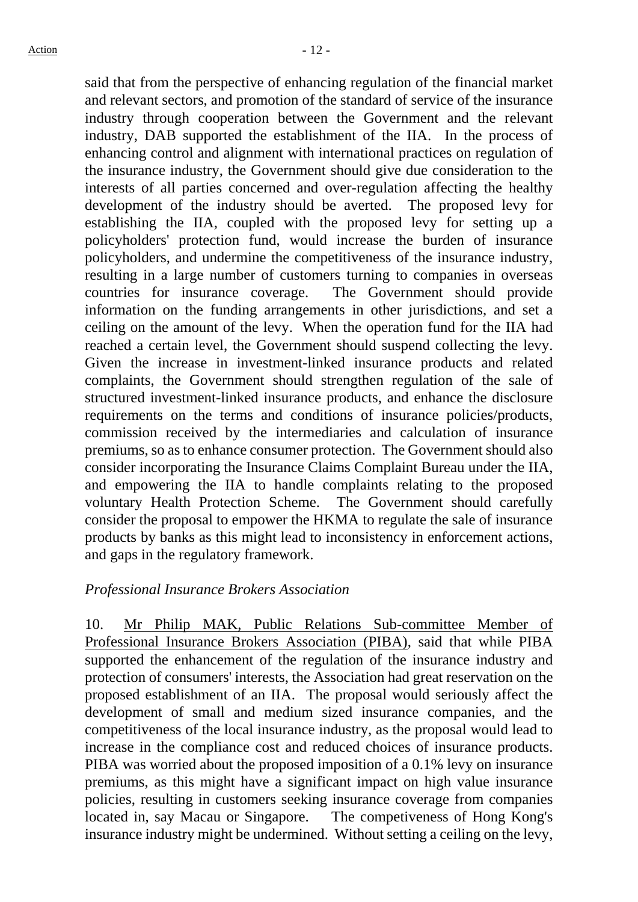said that from the perspective of enhancing regulation of the financial market and relevant sectors, and promotion of the standard of service of the insurance industry through cooperation between the Government and the relevant industry, DAB supported the establishment of the IIA. In the process of enhancing control and alignment with international practices on regulation of the insurance industry, the Government should give due consideration to the interests of all parties concerned and over-regulation affecting the healthy development of the industry should be averted. The proposed levy for establishing the IIA, coupled with the proposed levy for setting up a policyholders' protection fund, would increase the burden of insurance policyholders, and undermine the competitiveness of the insurance industry, resulting in a large number of customers turning to companies in overseas countries for insurance coverage. The Government should provide information on the funding arrangements in other jurisdictions, and set a ceiling on the amount of the levy. When the operation fund for the IIA had reached a certain level, the Government should suspend collecting the levy. Given the increase in investment-linked insurance products and related complaints, the Government should strengthen regulation of the sale of structured investment-linked insurance products, and enhance the disclosure requirements on the terms and conditions of insurance policies/products, commission received by the intermediaries and calculation of insurance premiums, so as to enhance consumer protection. The Government should also consider incorporating the Insurance Claims Complaint Bureau under the IIA, and empowering the IIA to handle complaints relating to the proposed voluntary Health Protection Scheme. The Government should carefully consider the proposal to empower the HKMA to regulate the sale of insurance products by banks as this might lead to inconsistency in enforcement actions, and gaps in the regulatory framework.

*Professional Insurance Brokers Association*

10. Mr Philip MAK, Public Relations Sub-committee Member of Professional Insurance Brokers Association (PIBA), said that while PIBA supported the enhancement of the regulation of the insurance industry and protection of consumers' interests, the Association had great reservation on the proposed establishment of an IIA. The proposal would seriously affect the development of small and medium sized insurance companies, and the competitiveness of the local insurance industry, as the proposal would lead to increase in the compliance cost and reduced choices of insurance products. PIBA was worried about the proposed imposition of a 0.1% levy on insurance premiums, as this might have a significant impact on high value insurance policies, resulting in customers seeking insurance coverage from companies located in, say Macau or Singapore. The competiveness of Hong Kong's insurance industry might be undermined. Without setting a ceiling on the levy,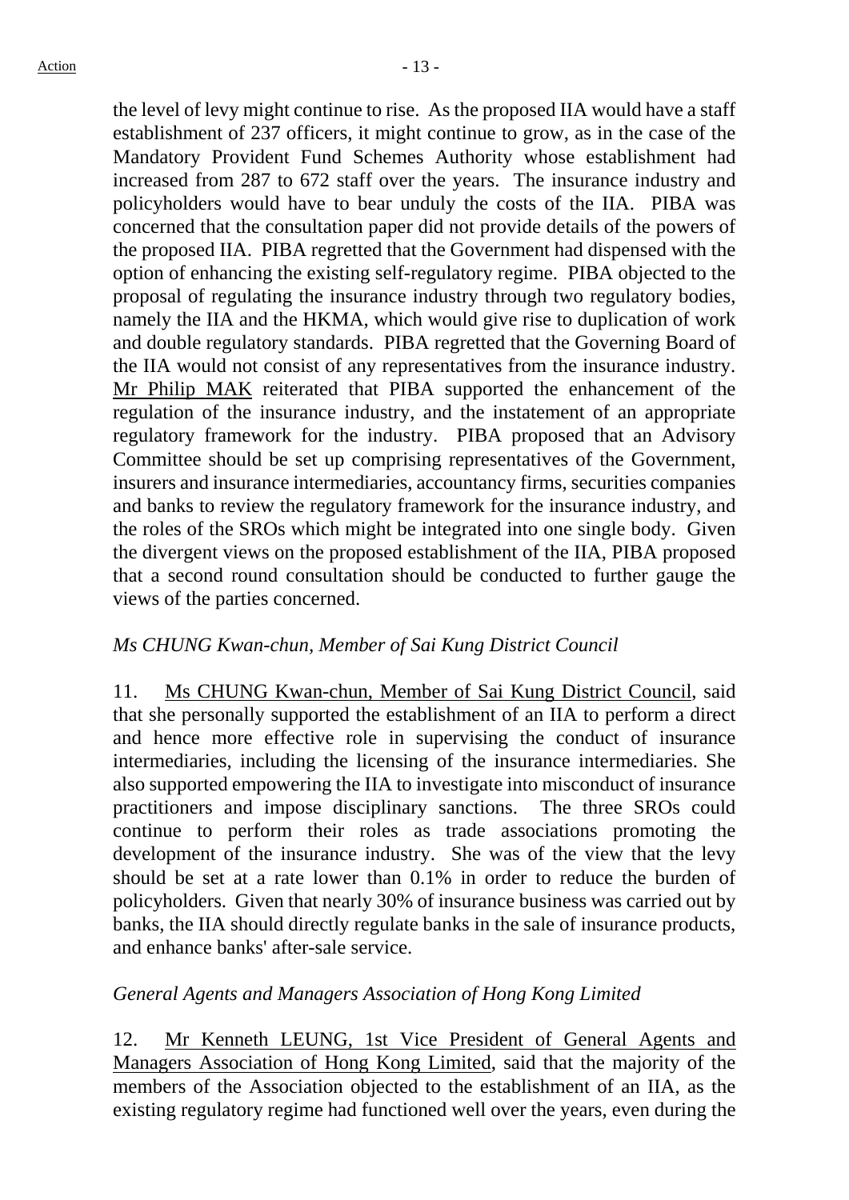the level of levy might continue to rise. As the proposed IIA would have a staff establishment of 237 officers, it might continue to grow, as in the case of the Mandatory Provident Fund Schemes Authority whose establishment had increased from 287 to 672 staff over the years. The insurance industry and policyholders would have to bear unduly the costs of the IIA. PIBA was concerned that the consultation paper did not provide details of the powers of the proposed IIA. PIBA regretted that the Government had dispensed with the option of enhancing the existing self-regulatory regime. PIBA objected to the proposal of regulating the insurance industry through two regulatory bodies, namely the IIA and the HKMA, which would give rise to duplication of work and double regulatory standards. PIBA regretted that the Governing Board of the IIA would not consist of any representatives from the insurance industry. Mr Philip MAK reiterated that PIBA supported the enhancement of the regulation of the insurance industry, and the instatement of an appropriate regulatory framework for the industry. PIBA proposed that an Advisory Committee should be set up comprising representatives of the Government, insurers and insurance intermediaries, accountancy firms, securities companies and banks to review the regulatory framework for the insurance industry, and the roles of the SROs which might be integrated into one single body. Given the divergent views on the proposed establishment of the IIA, PIBA proposed that a second round consultation should be conducted to further gauge the views of the parties concerned.

*Ms CHUNG Kwan-chun, Member of Sai Kung District Council*

11. Ms CHUNG Kwan-chun, Member of Sai Kung District Council, said that she personally supported the establishment of an IIA to perform a direct and hence more effective role in supervising the conduct of insurance intermediaries, including the licensing of the insurance intermediaries. She also supported empowering the IIA to investigate into misconduct of insurance practitioners and impose disciplinary sanctions. The three SROs could continue to perform their roles as trade associations promoting the development of the insurance industry. She was of the view that the levy should be set at a rate lower than 0.1% in order to reduce the burden of policyholders. Given that nearly 30% of insurance business was carried out by banks, the IIA should directly regulate banks in the sale of insurance products, and enhance banks' after-sale service.

*General Agents and Managers Association of Hong Kong Limited*

12. Mr Kenneth LEUNG, 1st Vice President of General Agents and Managers Association of Hong Kong Limited, said that the majority of the members of the Association objected to the establishment of an IIA, as the existing regulatory regime had functioned well over the years, even during the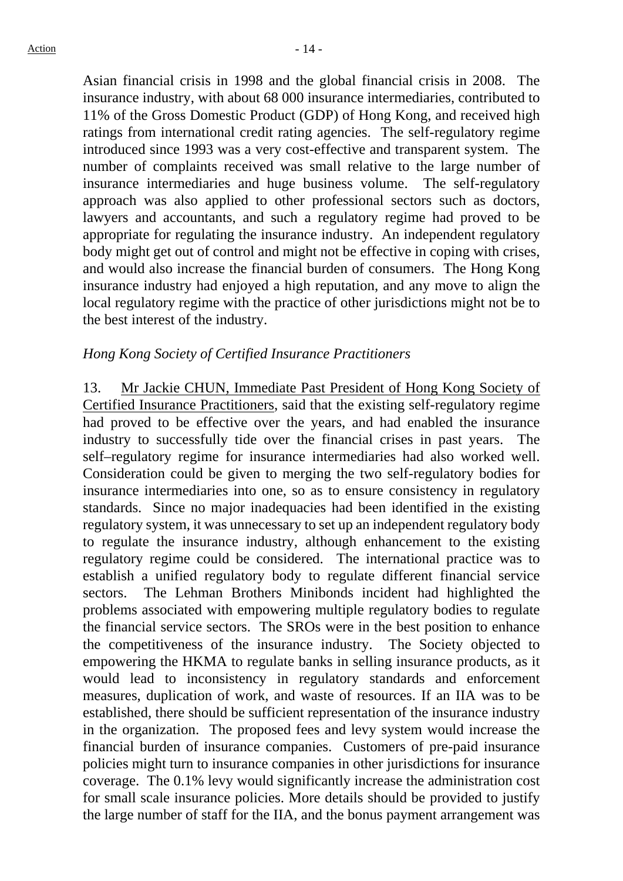Asian financial crisis in 1998 and the global financial crisis in 2008. The insurance industry, with about 68 000 insurance intermediaries, contributed to 11% of the Gross Domestic Product (GDP) of Hong Kong, and received high ratings from international credit rating agencies. The self-regulatory regime introduced since 1993 was a very cost-effective and transparent system. The number of complaints received was small relative to the large number of insurance intermediaries and huge business volume. The self-regulatory approach was also applied to other professional sectors such as doctors, lawyers and accountants, and such a regulatory regime had proved to be appropriate for regulating the insurance industry. An independent regulatory body might get out of control and might not be effective in coping with crises, and would also increase the financial burden of consumers. The Hong Kong insurance industry had enjoyed a high reputation, and any move to align the local regulatory regime with the practice of other jurisdictions might not be to the best interest of the industry.

*Hong Kong Society of Certified Insurance Practitioners*

13. Mr Jackie CHUN, Immediate Past President of Hong Kong Society of Certified Insurance Practitioners, said that the existing self-regulatory regime had proved to be effective over the years, and had enabled the insurance industry to successfully tide over the financial crises in past years. The self–regulatory regime for insurance intermediaries had also worked well. Consideration could be given to merging the two self-regulatory bodies for insurance intermediaries into one, so as to ensure consistency in regulatory standards. Since no major inadequacies had been identified in the existing regulatory system, it was unnecessary to set up an independent regulatory body to regulate the insurance industry, although enhancement to the existing regulatory regime could be considered. The international practice was to establish a unified regulatory body to regulate different financial service sectors. The Lehman Brothers Minibonds incident had highlighted the problems associated with empowering multiple regulatory bodies to regulate the financial service sectors. The SROs were in the best position to enhance the competitiveness of the insurance industry. The Society objected to empowering the HKMA to regulate banks in selling insurance products, as it would lead to inconsistency in regulatory standards and enforcement measures, duplication of work, and waste of resources. If an IIA was to be established, there should be sufficient representation of the insurance industry in the organization. The proposed fees and levy system would increase the financial burden of insurance companies. Customers of pre-paid insurance policies might turn to insurance companies in other jurisdictions for insurance coverage. The 0.1% levy would significantly increase the administration cost for small scale insurance policies. More details should be provided to justify the large number of staff for the IIA, and the bonus payment arrangement was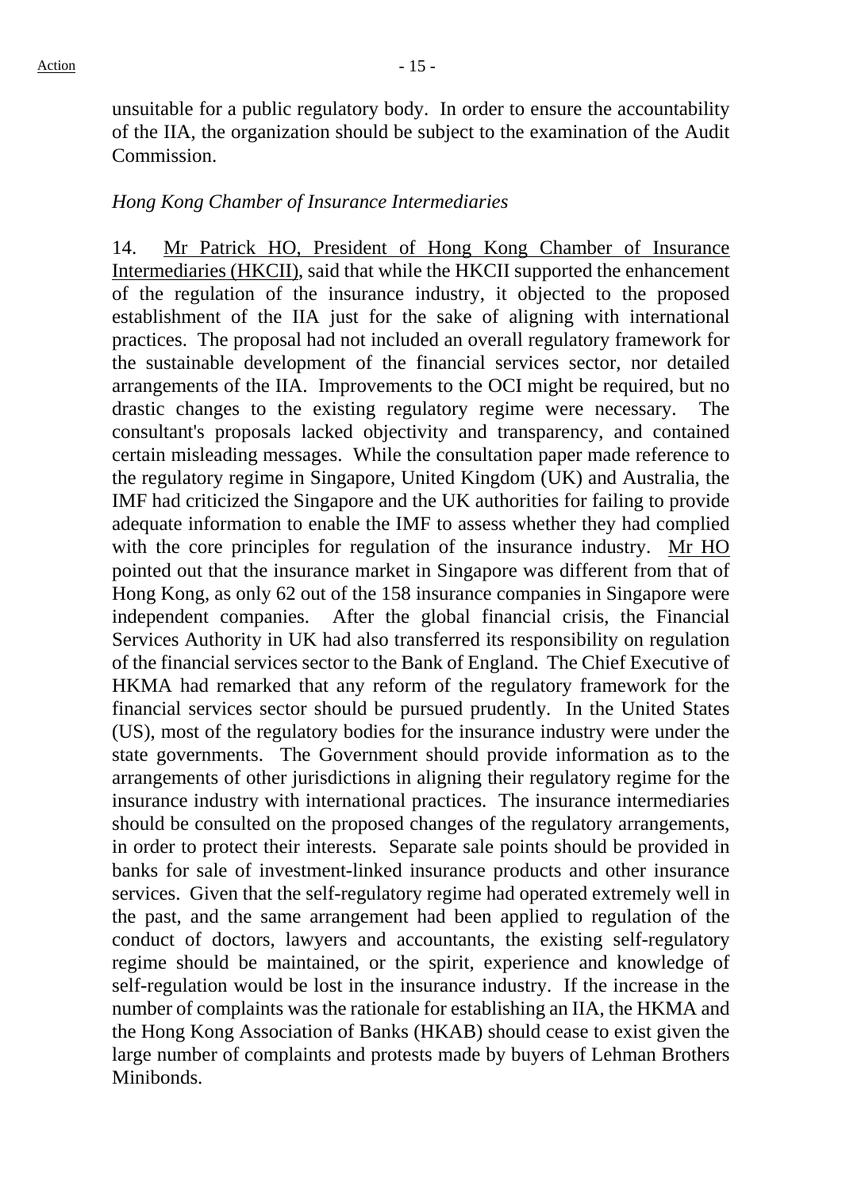unsuitable for a public regulatory body. In order to ensure the accountability of the IIA, the organization should be subject to the examination of the Audit Commission.

*Hong Kong Chamber of Insurance Intermediaries*

14. Mr Patrick HO, President of Hong Kong Chamber of Insurance Intermediaries (HKCII), said that while the HKCII supported the enhancement of the regulation of the insurance industry, it objected to the proposed establishment of the IIA just for the sake of aligning with international practices. The proposal had not included an overall regulatory framework for the sustainable development of the financial services sector, nor detailed arrangements of the IIA. Improvements to the OCI might be required, but no drastic changes to the existing regulatory regime were necessary. The consultant's proposals lacked objectivity and transparency, and contained certain misleading messages. While the consultation paper made reference to the regulatory regime in Singapore, United Kingdom (UK) and Australia, the IMF had criticized the Singapore and the UK authorities for failing to provide adequate information to enable the IMF to assess whether they had complied with the core principles for regulation of the insurance industry. Mr HO pointed out that the insurance market in Singapore was different from that of Hong Kong, as only 62 out of the 158 insurance companies in Singapore were independent companies. After the global financial crisis, the Financial Services Authority in UK had also transferred its responsibility on regulation of the financial services sector to the Bank of England. The Chief Executive of HKMA had remarked that any reform of the regulatory framework for the financial services sector should be pursued prudently. In the United States (US), most of the regulatory bodies for the insurance industry were under the state governments. The Government should provide information as to the arrangements of other jurisdictions in aligning their regulatory regime for the insurance industry with international practices. The insurance intermediaries should be consulted on the proposed changes of the regulatory arrangements, in order to protect their interests. Separate sale points should be provided in banks for sale of investment-linked insurance products and other insurance services. Given that the self-regulatory regime had operated extremely well in the past, and the same arrangement had been applied to regulation of the conduct of doctors, lawyers and accountants, the existing self-regulatory regime should be maintained, or the spirit, experience and knowledge of self-regulation would be lost in the insurance industry. If the increase in the number of complaints was the rationale for establishing an IIA, the HKMA and the Hong Kong Association of Banks (HKAB) should cease to exist given the large number of complaints and protests made by buyers of Lehman Brothers Minibonds.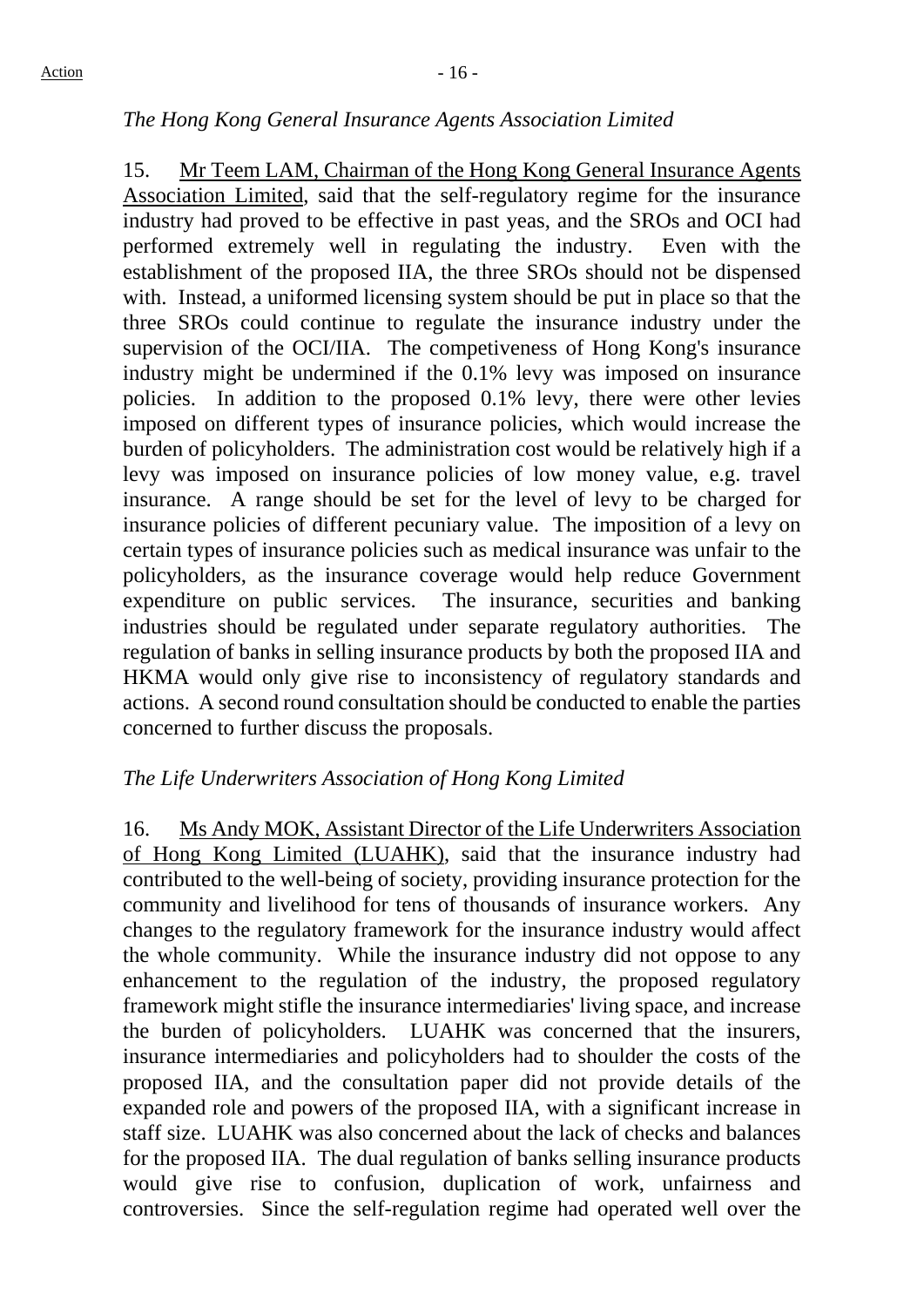*The Hong Kong General Insurance Agents Association Limited*

15. Mr Teem LAM, Chairman of the Hong Kong General Insurance Agents Association Limited, said that the self-regulatory regime for the insurance industry had proved to be effective in past yeas, and the SROs and OCI had performed extremely well in regulating the industry. Even with the establishment of the proposed IIA, the three SROs should not be dispensed with. Instead, a uniformed licensing system should be put in place so that the three SROs could continue to regulate the insurance industry under the supervision of the OCI/IIA. The competiveness of Hong Kong's insurance industry might be undermined if the 0.1% levy was imposed on insurance policies. In addition to the proposed 0.1% levy, there were other levies imposed on different types of insurance policies, which would increase the burden of policyholders. The administration cost would be relatively high if a levy was imposed on insurance policies of low money value, e.g. travel insurance. A range should be set for the level of levy to be charged for insurance policies of different pecuniary value. The imposition of a levy on certain types of insurance policies such as medical insurance was unfair to the policyholders, as the insurance coverage would help reduce Government expenditure on public services. The insurance, securities and banking industries should be regulated under separate regulatory authorities. The regulation of banks in selling insurance products by both the proposed IIA and HKMA would only give rise to inconsistency of regulatory standards and actions. A second round consultation should be conducted to enable the parties concerned to further discuss the proposals.

*The Life Underwriters Association of Hong Kong Limited*

16. Ms Andy MOK, Assistant Director of the Life Underwriters Association of Hong Kong Limited (LUAHK), said that the insurance industry had contributed to the well-being of society, providing insurance protection for the community and livelihood for tens of thousands of insurance workers. Any changes to the regulatory framework for the insurance industry would affect the whole community. While the insurance industry did not oppose to any enhancement to the regulation of the industry, the proposed regulatory framework might stifle the insurance intermediaries' living space, and increase the burden of policyholders. LUAHK was concerned that the insurers, insurance intermediaries and policyholders had to shoulder the costs of the proposed IIA, and the consultation paper did not provide details of the expanded role and powers of the proposed IIA, with a significant increase in staff size. LUAHK was also concerned about the lack of checks and balances for the proposed IIA. The dual regulation of banks selling insurance products would give rise to confusion, duplication of work, unfairness and controversies. Since the self-regulation regime had operated well over the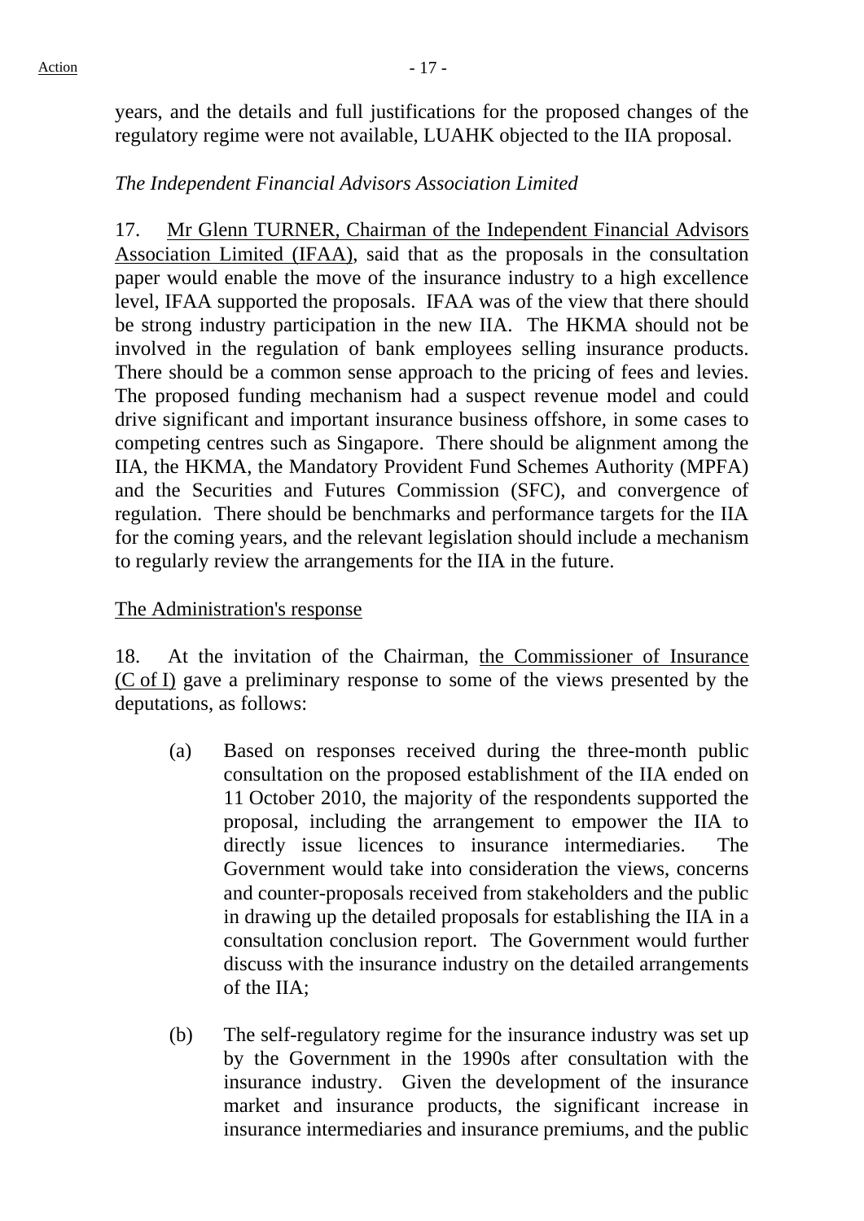years, and the details and full justifications for the proposed changes of the regulatory regime were not available, LUAHK objected to the IIA proposal.

*The Independent Financial Advisors Association Limited*

17. Mr Glenn TURNER, Chairman of the Independent Financial Advisors Association Limited (IFAA), said that as the proposals in the consultation paper would enable the move of the insurance industry to a high excellence level, IFAA supported the proposals. IFAA was of the view that there should be strong industry participation in the new IIA. The HKMA should not be involved in the regulation of bank employees selling insurance products. There should be a common sense approach to the pricing of fees and levies. The proposed funding mechanism had a suspect revenue model and could drive significant and important insurance business offshore, in some cases to competing centres such as Singapore. There should be alignment among the IIA, the HKMA, the Mandatory Provident Fund Schemes Authority (MPFA) and the Securities and Futures Commission (SFC), and convergence of regulation. There should be benchmarks and performance targets for the IIA for the coming years, and the relevant legislation should include a mechanism to regularly review the arrangements for the IIA in the future.

The Administration's response

18. At the invitation of the Chairman, the Commissioner of Insurance (C of I) gave a preliminary response to some of the views presented by the deputations, as follows:

(a) Based on responses received during the three-month public consultation on the proposed establishment of the IIA ended on 11 October 2010, the majority of the respondents supported the proposal, including the arrangement to empower the IIA to directly issue licences to insurance intermediaries. The Government would take into consideration the views, concerns and counter-proposals received from stakeholders and the public in drawing up the detailed proposals for establishing the IIA in a consultation conclusion report. The Government would further discuss with the insurance industry on the detailed arrangements of the IIA;

(b) The self-regulatory regime for the insurance industry was set up by the Government in the 1990s after consultation with the insurance industry. Given the development of the insurance market and insurance products, the significant increase in insurance intermediaries and insurance premiums, and the public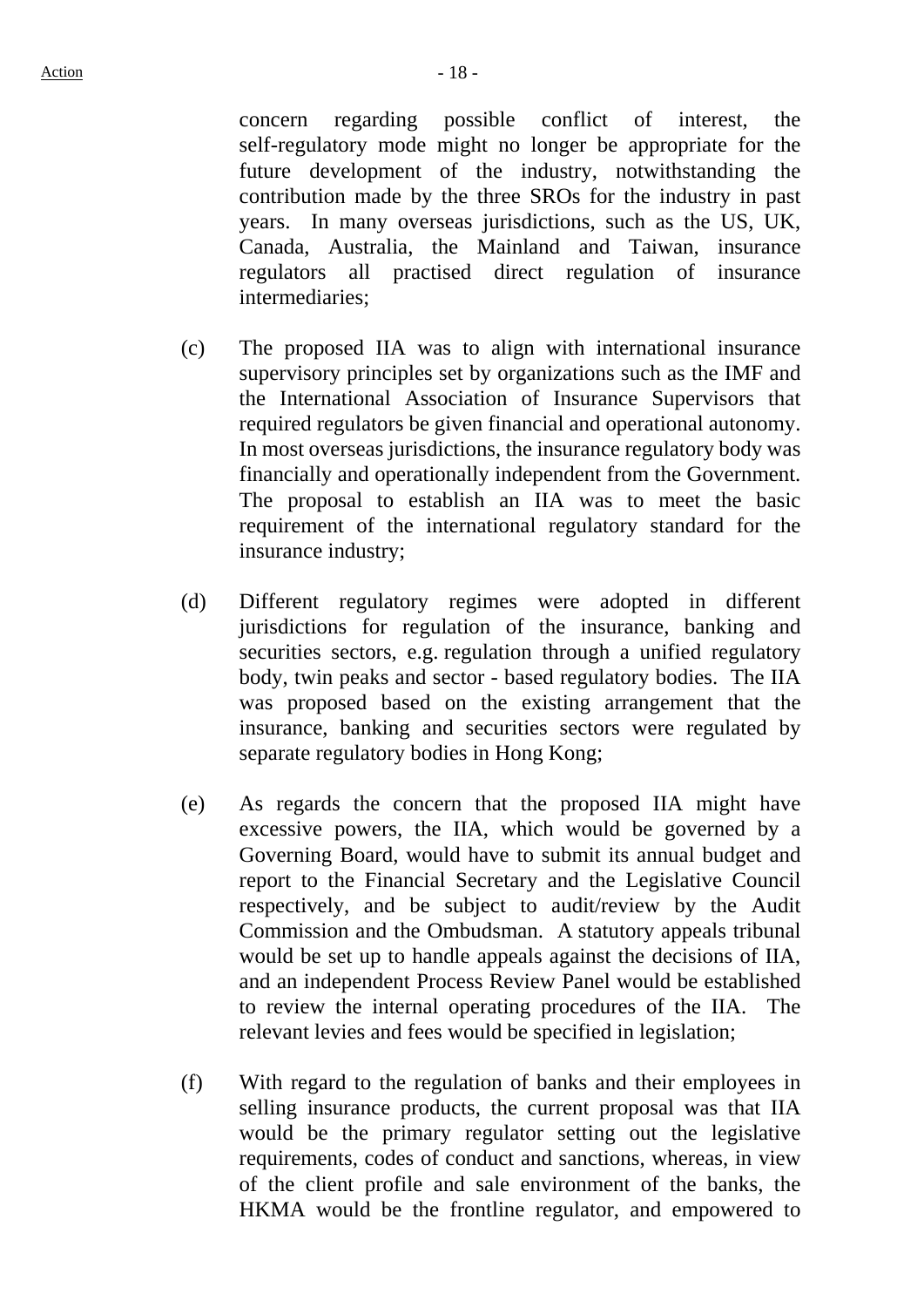concern regarding possible conflict of interest, the self-regulatory mode might no longer be appropriate for the future development of the industry, notwithstanding the contribution made by the three SROs for the industry in past years. In many overseas jurisdictions, such as the US, UK, Canada, Australia, the Mainland and Taiwan, insurance regulators all practised direct regulation of insurance intermediaries;

(c) The proposed IIA was to align with international insurance supervisory principles set by organizations such as the IMF and the International Association of Insurance Supervisors that required regulators be given financial and operational autonomy. In most overseas jurisdictions, the insurance regulatory body was financially and operationally independent from the Government. The proposal to establish an IIA was to meet the basic requirement of the international regulatory standard for the insurance industry;

(d) Different regulatory regimes were adopted in different jurisdictions for regulation of the insurance, banking and securities sectors, e.g. regulation through a unified regulatory body, twin peaks and sector - based regulatory bodies. The IIA was proposed based on the existing arrangement that the insurance, banking and securities sectors were regulated by separate regulatory bodies in Hong Kong;

(e) As regards the concern that the proposed IIA might have excessive powers, the IIA, which would be governed by a Governing Board, would have to submit its annual budget and report to the Financial Secretary and the Legislative Council respectively, and be subject to audit/review by the Audit Commission and the Ombudsman. A statutory appeals tribunal would be set up to handle appeals against the decisions of IIA, and an independent Process Review Panel would be established to review the internal operating procedures of the IIA. The relevant levies and fees would be specified in legislation;

(f) With regard to the regulation of banks and their employees in selling insurance products, the current proposal was that IIA would be the primary regulator setting out the legislative requirements, codes of conduct and sanctions, whereas, in view of the client profile and sale environment of the banks, the HKMA would be the frontline regulator, and empowered to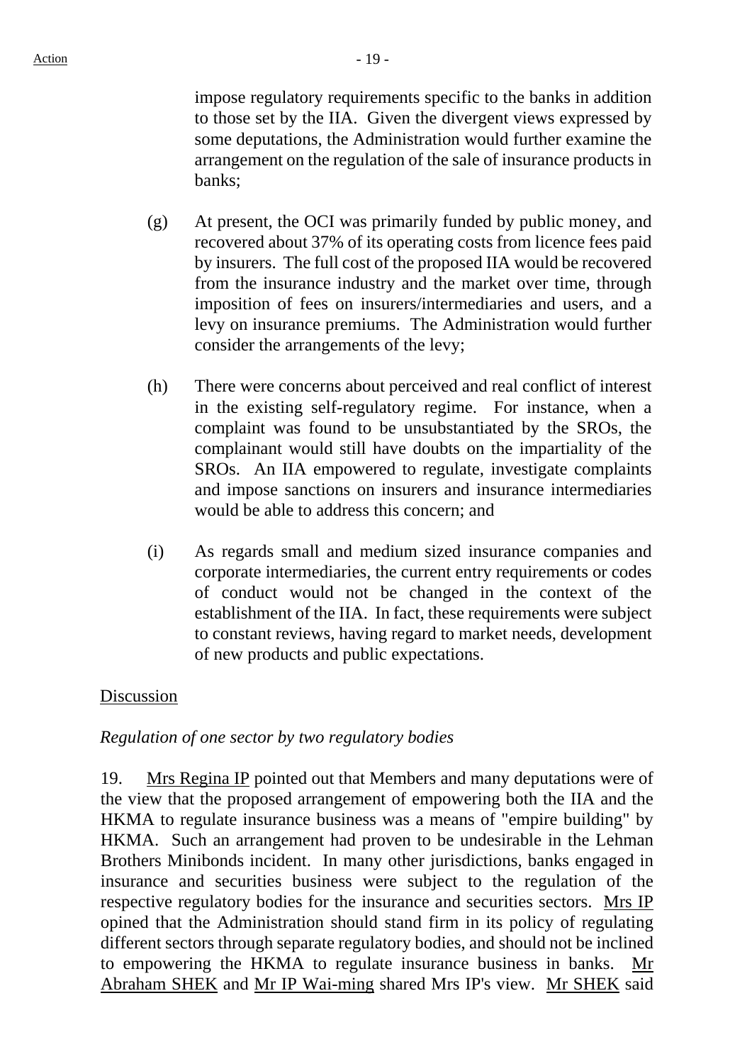impose regulatory requirements specific to the banks in addition to those set by the IIA. Given the divergent views expressed by some deputations, the Administration would further examine the arrangement on the regulation of the sale of insurance products in banks;

(g) At present, the OCI was primarily funded by public money, and recovered about 37% of its operating costs from licence fees paid by insurers. The full cost of the proposed IIA would be recovered from the insurance industry and the market over time, through imposition of fees on insurers/intermediaries and users, and a levy on insurance premiums. The Administration would further consider the arrangements of the levy;

(h) There were concerns about perceived and real conflict of interest in the existing self-regulatory regime. For instance, when a complaint was found to be unsubstantiated by the SROs, the complainant would still have doubts on the impartiality of the SROs. An IIA empowered to regulate, investigate complaints and impose sanctions on insurers and insurance intermediaries would be able to address this concern; and

(i) As regards small and medium sized insurance companies and corporate intermediaries, the current entry requirements or codes of conduct would not be changed in the context of the establishment of the IIA. In fact, these requirements were subject to constant reviews, having regard to market needs, development of new products and public expectations.

Discussion

*Regulation of one sector by two regulatory bodies*

19. Mrs Regina IP pointed out that Members and many deputations were of the view that the proposed arrangement of empowering both the IIA and the HKMA to regulate insurance business was a means of "empire building" by HKMA. Such an arrangement had proven to be undesirable in the Lehman Brothers Minibonds incident. In many other jurisdictions, banks engaged in insurance and securities business were subject to the regulation of the respective regulatory bodies for the insurance and securities sectors. Mrs IP opined that the Administration should stand firm in its policy of regulating different sectors through separate regulatory bodies, and should not be inclined to empowering the HKMA to regulate insurance business in banks. Mr Abraham SHEK and Mr IP Wai-ming shared Mrs IP's view. Mr SHEK said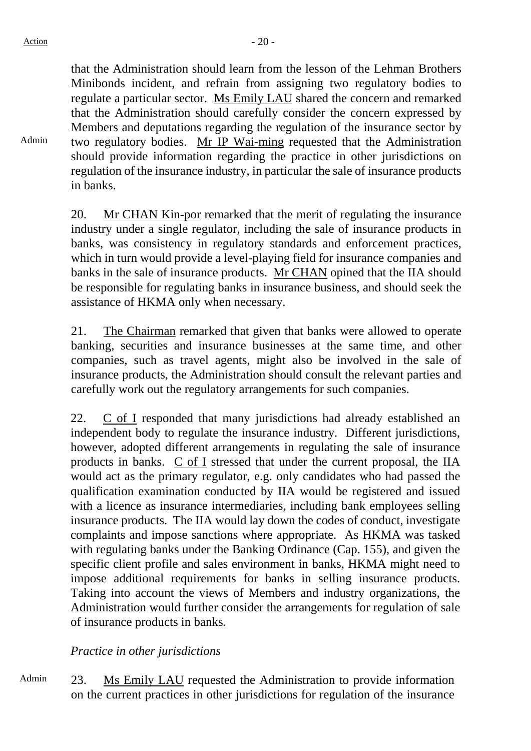that the Administration should learn from the lesson of the Lehman Brothers Minibonds incident, and refrain from assigning two regulatory bodies to regulate a particular sector. Ms Emily LAU shared the concern and remarked that the Administration should carefully consider the concern expressed by Members and deputations regarding the regulation of the insurance sector by two regulatory bodies. Mr IP Wai-ming requested that the Administration should provide information regarding the practice in other jurisdictions on regulation of the insurance industry, in particular the sale of insurance products in banks.

Admin

20. Mr CHAN Kin-por remarked that the merit of regulating the insurance industry under a single regulator, including the sale of insurance products in banks, was consistency in regulatory standards and enforcement practices, which in turn would provide a level-playing field for insurance companies and banks in the sale of insurance products. Mr CHAN opined that the IIA should be responsible for regulating banks in insurance business, and should seek the assistance of HKMA only when necessary.

21. The Chairman remarked that given that banks were allowed to operate banking, securities and insurance businesses at the same time, and other companies, such as travel agents, might also be involved in the sale of insurance products, the Administration should consult the relevant parties and carefully work out the regulatory arrangements for such companies.

22. C of I responded that many jurisdictions had already established an independent body to regulate the insurance industry. Different jurisdictions, however, adopted different arrangements in regulating the sale of insurance products in banks. C of I stressed that under the current proposal, the IIA would act as the primary regulator, e.g. only candidates who had passed the qualification examination conducted by IIA would be registered and issued with a licence as insurance intermediaries, including bank employees selling insurance products. The IIA would lay down the codes of conduct, investigate complaints and impose sanctions where appropriate. As HKMA was tasked with regulating banks under the Banking Ordinance (Cap. 155), and given the specific client profile and sales environment in banks, HKMA might need to impose additional requirements for banks in selling insurance products. Taking into account the views of Members and industry organizations, the Administration would further consider the arrangements for regulation of sale of insurance products in banks.

*Practice in other jurisdictions*

Admin

23. Ms Emily LAU requested the Administration to provide information on the current practices in other jurisdictions for regulation of the insurance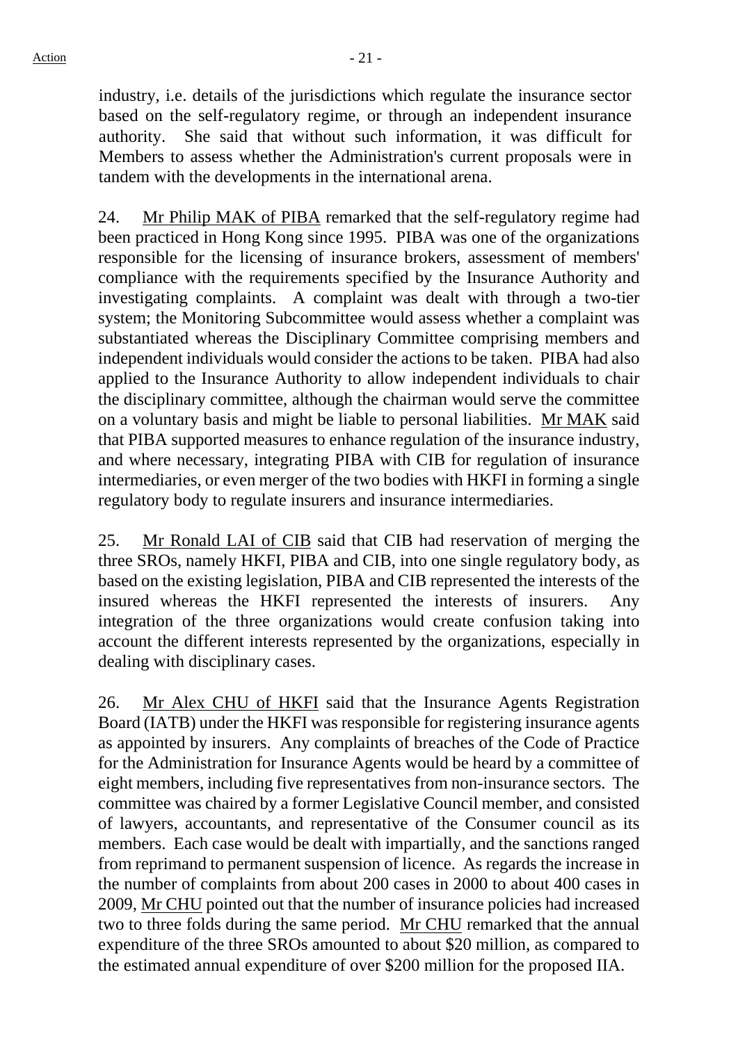industry, i.e. details of the jurisdictions which regulate the insurance sector based on the self-regulatory regime, or through an independent insurance authority. She said that without such information, it was difficult for Members to assess whether the Administration's current proposals were in tandem with the developments in the international arena.

24. Mr Philip MAK of PIBA remarked that the self-regulatory regime had been practiced in Hong Kong since 1995. PIBA was one of the organizations responsible for the licensing of insurance brokers, assessment of members' compliance with the requirements specified by the Insurance Authority and investigating complaints. A complaint was dealt with through a two-tier system; the Monitoring Subcommittee would assess whether a complaint was substantiated whereas the Disciplinary Committee comprising members and independent individuals would consider the actions to be taken. PIBA had also applied to the Insurance Authority to allow independent individuals to chair the disciplinary committee, although the chairman would serve the committee on a voluntary basis and might be liable to personal liabilities. Mr MAK said that PIBA supported measures to enhance regulation of the insurance industry, and where necessary, integrating PIBA with CIB for regulation of insurance intermediaries, or even merger of the two bodies with HKFI in forming a single regulatory body to regulate insurers and insurance intermediaries.

25. Mr Ronald LAI of CIB said that CIB had reservation of merging the three SROs, namely HKFI, PIBA and CIB, into one single regulatory body, as based on the existing legislation, PIBA and CIB represented the interests of the insured whereas the HKFI represented the interests of insurers. Any integration of the three organizations would create confusion taking into account the different interests represented by the organizations, especially in dealing with disciplinary cases.

26. Mr Alex CHU of HKFI said that the Insurance Agents Registration Board (IATB) under the HKFI was responsible for registering insurance agents as appointed by insurers. Any complaints of breaches of the Code of Practice for the Administration for Insurance Agents would be heard by a committee of eight members, including five representatives from non-insurance sectors. The committee was chaired by a former Legislative Council member, and consisted of lawyers, accountants, and representative of the Consumer council as its members. Each case would be dealt with impartially, and the sanctions ranged from reprimand to permanent suspension of licence. As regards the increase in the number of complaints from about 200 cases in 2000 to about 400 cases in 2009, Mr CHU pointed out that the number of insurance policies had increased two to three folds during the same period. Mr CHU remarked that the annual expenditure of the three SROs amounted to about $20 million, as compared to the estimated annual expenditure of over $200 million for the proposed IIA.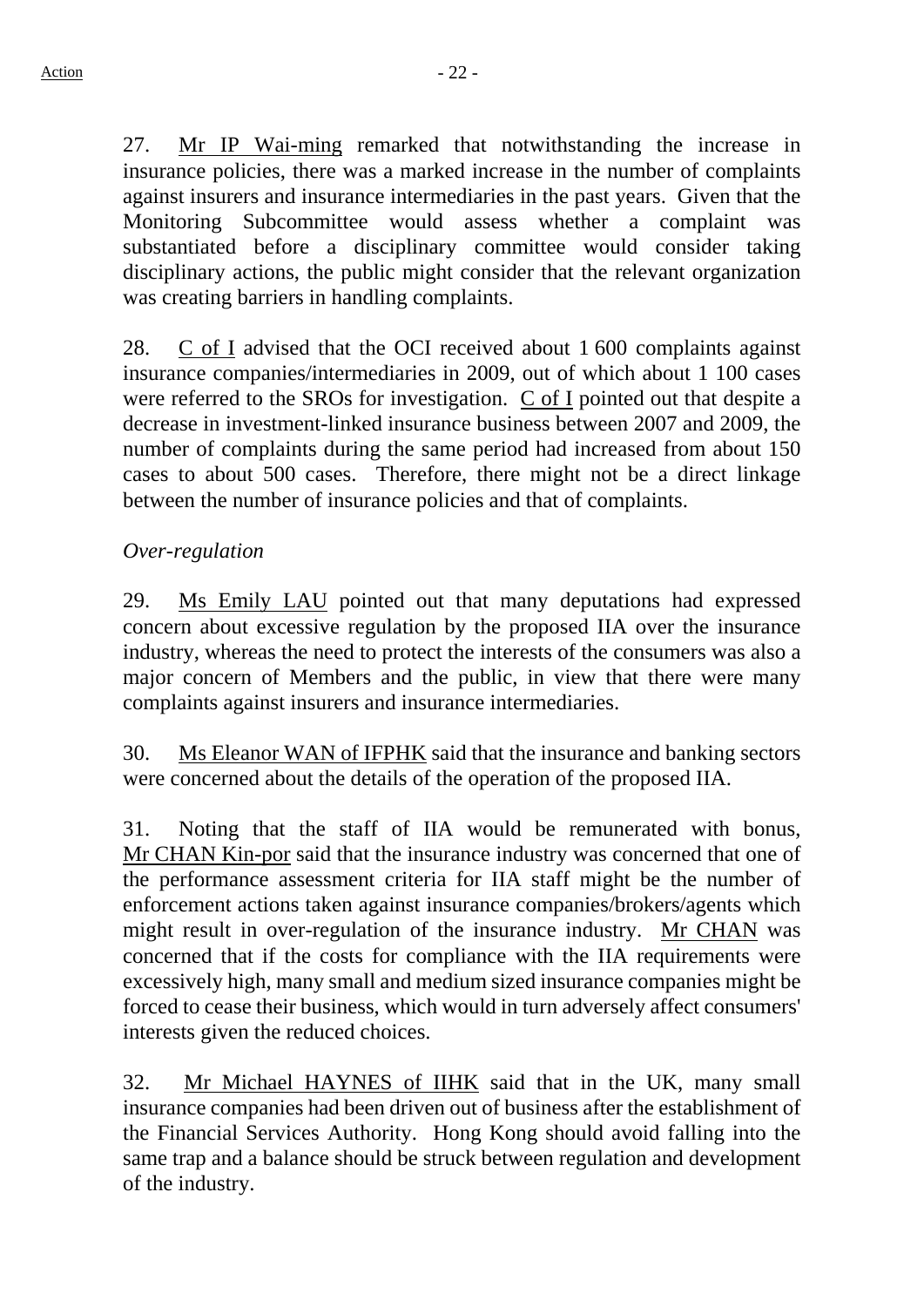27. Mr IP Wai-ming remarked that notwithstanding the increase in insurance policies, there was a marked increase in the number of complaints against insurers and insurance intermediaries in the past years. Given that the Monitoring Subcommittee would assess whether a complaint was substantiated before a disciplinary committee would consider taking disciplinary actions, the public might consider that the relevant organization was creating barriers in handling complaints.

28. C of I advised that the OCI received about 1 600 complaints against insurance companies/intermediaries in 2009, out of which about 1 100 cases were referred to the SROs for investigation. C of I pointed out that despite a decrease in investment-linked insurance business between 2007 and 2009, the number of complaints during the same period had increased from about 150 cases to about 500 cases. Therefore, there might not be a direct linkage between the number of insurance policies and that of complaints.

*Over-regulation*

29. Ms Emily LAU pointed out that many deputations had expressed concern about excessive regulation by the proposed IIA over the insurance industry, whereas the need to protect the interests of the consumers was also a major concern of Members and the public, in view that there were many complaints against insurers and insurance intermediaries.

30. Ms Eleanor WAN of IFPHK said that the insurance and banking sectors were concerned about the details of the operation of the proposed IIA.

31. Noting that the staff of IIA would be remunerated with bonus, Mr CHAN Kin-por said that the insurance industry was concerned that one of the performance assessment criteria for IIA staff might be the number of enforcement actions taken against insurance companies/brokers/agents which might result in over-regulation of the insurance industry. Mr CHAN was concerned that if the costs for compliance with the IIA requirements were excessively high, many small and medium sized insurance companies might be forced to cease their business, which would in turn adversely affect consumers' interests given the reduced choices.

32. Mr Michael HAYNES of IIHK said that in the UK, many small insurance companies had been driven out of business after the establishment of the Financial Services Authority. Hong Kong should avoid falling into the same trap and a balance should be struck between regulation and development of the industry.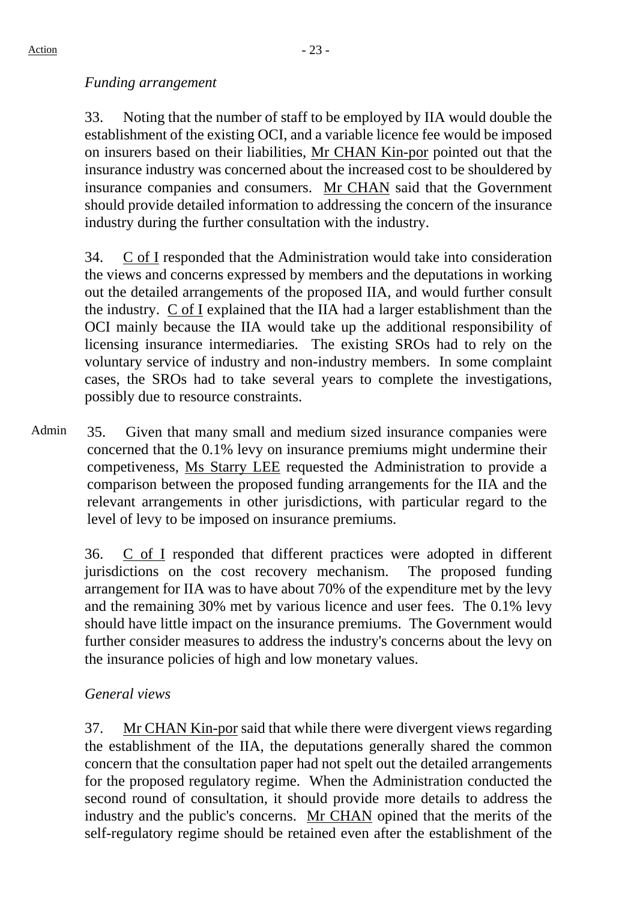*Funding arrangement*

33. Noting that the number of staff to be employed by IIA would double the establishment of the existing OCI, and a variable licence fee would be imposed on insurers based on their liabilities, Mr CHAN Kin-por pointed out that the insurance industry was concerned about the increased cost to be shouldered by insurance companies and consumers. Mr CHAN said that the Government should provide detailed information to addressing the concern of the insurance industry during the further consultation with the industry.

34. C of I responded that the Administration would take into consideration the views and concerns expressed by members and the deputations in working out the detailed arrangements of the proposed IIA, and would further consult the industry. C of I explained that the IIA had a larger establishment than the OCI mainly because the IIA would take up the additional responsibility of licensing insurance intermediaries. The existing SROs had to rely on the voluntary service of industry and non-industry members. In some complaint cases, the SROs had to take several years to complete the investigations, possibly due to resource constraints.

Admin

35. Given that many small and medium sized insurance companies were concerned that the 0.1% levy on insurance premiums might undermine their competiveness, Ms Starry LEE requested the Administration to provide a comparison between the proposed funding arrangements for the IIA and the relevant arrangements in other jurisdictions, with particular regard to the level of levy to be imposed on insurance premiums.

36. C of I responded that different practices were adopted in different jurisdictions on the cost recovery mechanism. The proposed funding arrangement for IIA was to have about 70% of the expenditure met by the levy and the remaining 30% met by various licence and user fees. The 0.1% levy should have little impact on the insurance premiums. The Government would further consider measures to address the industry's concerns about the levy on the insurance policies of high and low monetary values.

*General views*

37. Mr CHAN Kin-por said that while there were divergent views regarding the establishment of the IIA, the deputations generally shared the common concern that the consultation paper had not spelt out the detailed arrangements for the proposed regulatory regime. When the Administration conducted the second round of consultation, it should provide more details to address the industry and the public's concerns. Mr CHAN opined that the merits of the self-regulatory regime should be retained even after the establishment of the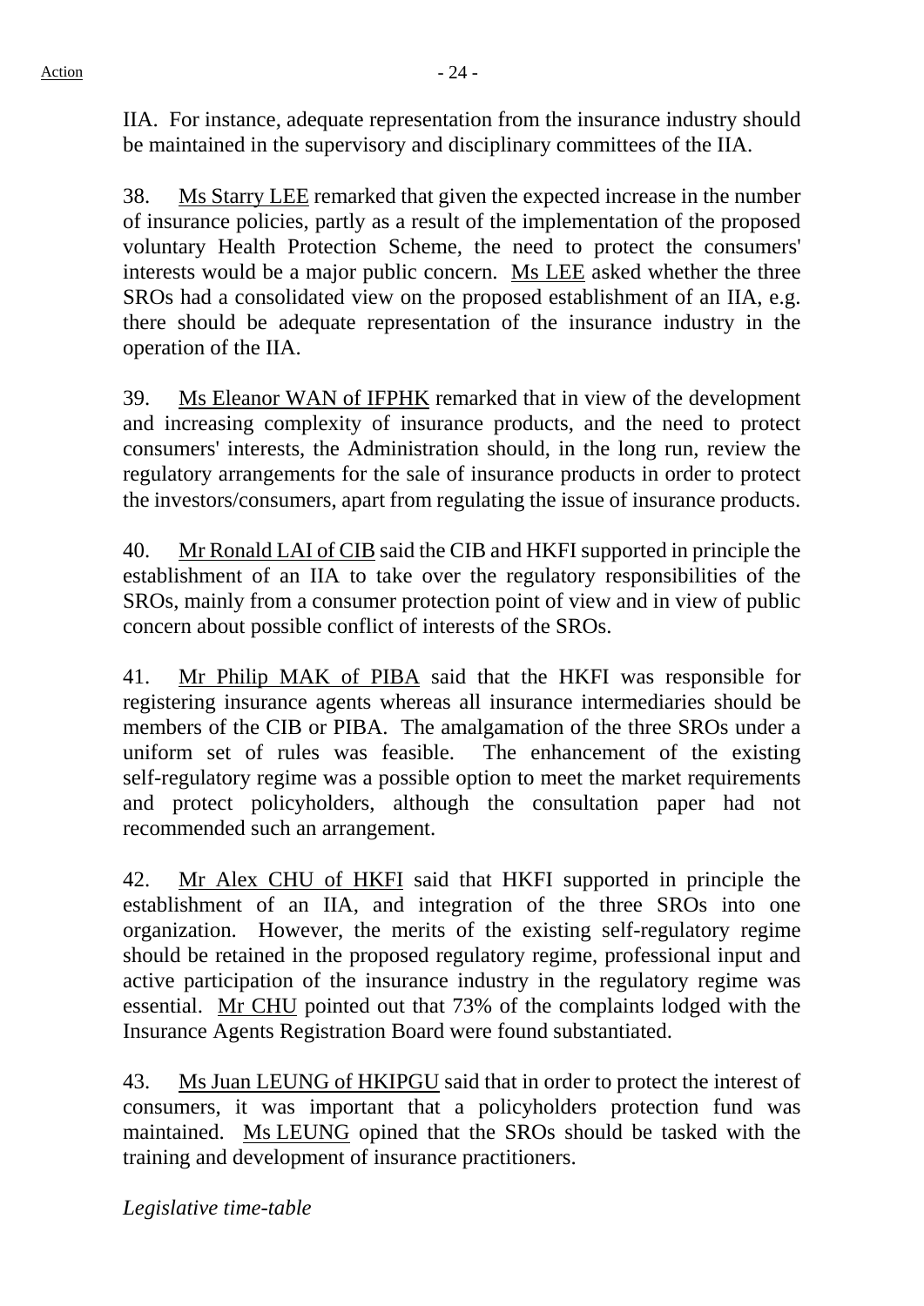IIA. For instance, adequate representation from the insurance industry should be maintained in the supervisory and disciplinary committees of the IIA.

38. Ms Starry LEE remarked that given the expected increase in the number of insurance policies, partly as a result of the implementation of the proposed voluntary Health Protection Scheme, the need to protect the consumers' interests would be a major public concern. Ms LEE asked whether the three SROs had a consolidated view on the proposed establishment of an IIA, e.g. there should be adequate representation of the insurance industry in the operation of the IIA.

39. Ms Eleanor WAN of IFPHK remarked that in view of the development and increasing complexity of insurance products, and the need to protect consumers' interests, the Administration should, in the long run, review the regulatory arrangements for the sale of insurance products in order to protect the investors/consumers, apart from regulating the issue of insurance products.

40. Mr Ronald LAI of CIB said the CIB and HKFI supported in principle the establishment of an IIA to take over the regulatory responsibilities of the SROs, mainly from a consumer protection point of view and in view of public concern about possible conflict of interests of the SROs.

41. Mr Philip MAK of PIBA said that the HKFI was responsible for registering insurance agents whereas all insurance intermediaries should be members of the CIB or PIBA. The amalgamation of the three SROs under a uniform set of rules was feasible. The enhancement of the existing self-regulatory regime was a possible option to meet the market requirements and protect policyholders, although the consultation paper had not recommended such an arrangement.

42. Mr Alex CHU of HKFI said that HKFI supported in principle the establishment of an IIA, and integration of the three SROs into one organization. However, the merits of the existing self-regulatory regime should be retained in the proposed regulatory regime, professional input and active participation of the insurance industry in the regulatory regime was essential. Mr CHU pointed out that 73% of the complaints lodged with the Insurance Agents Registration Board were found substantiated.

43. Ms Juan LEUNG of HKIPGU said that in order to protect the interest of consumers, it was important that a policyholders protection fund was maintained. Ms LEUNG opined that the SROs should be tasked with the training and development of insurance practitioners.

*Legislative time-table*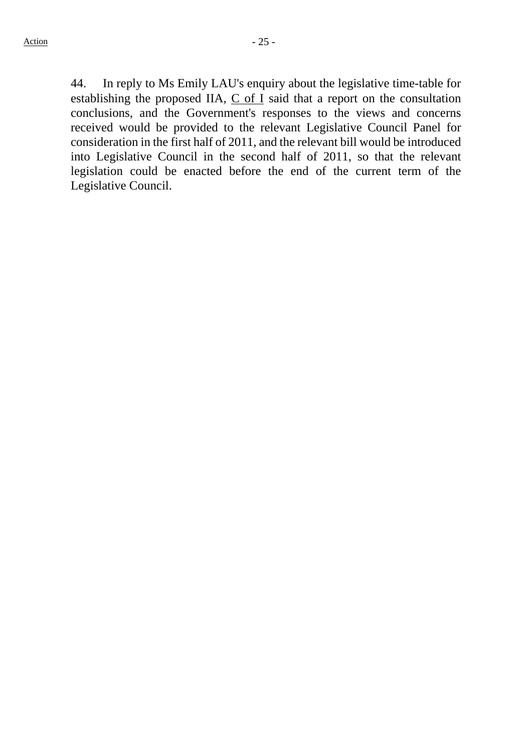44. In reply to Ms Emily LAU's enquiry about the legislative time-table for establishing the proposed IIA, C of I said that a report on the consultation conclusions, and the Government's responses to the views and concerns received would be provided to the relevant Legislative Council Panel for consideration in the first half of 2011, and the relevant bill would be introduced into Legislative Council in the second half of 2011, so that the relevant legislation could be enacted before the end of the current term of the Legislative Council.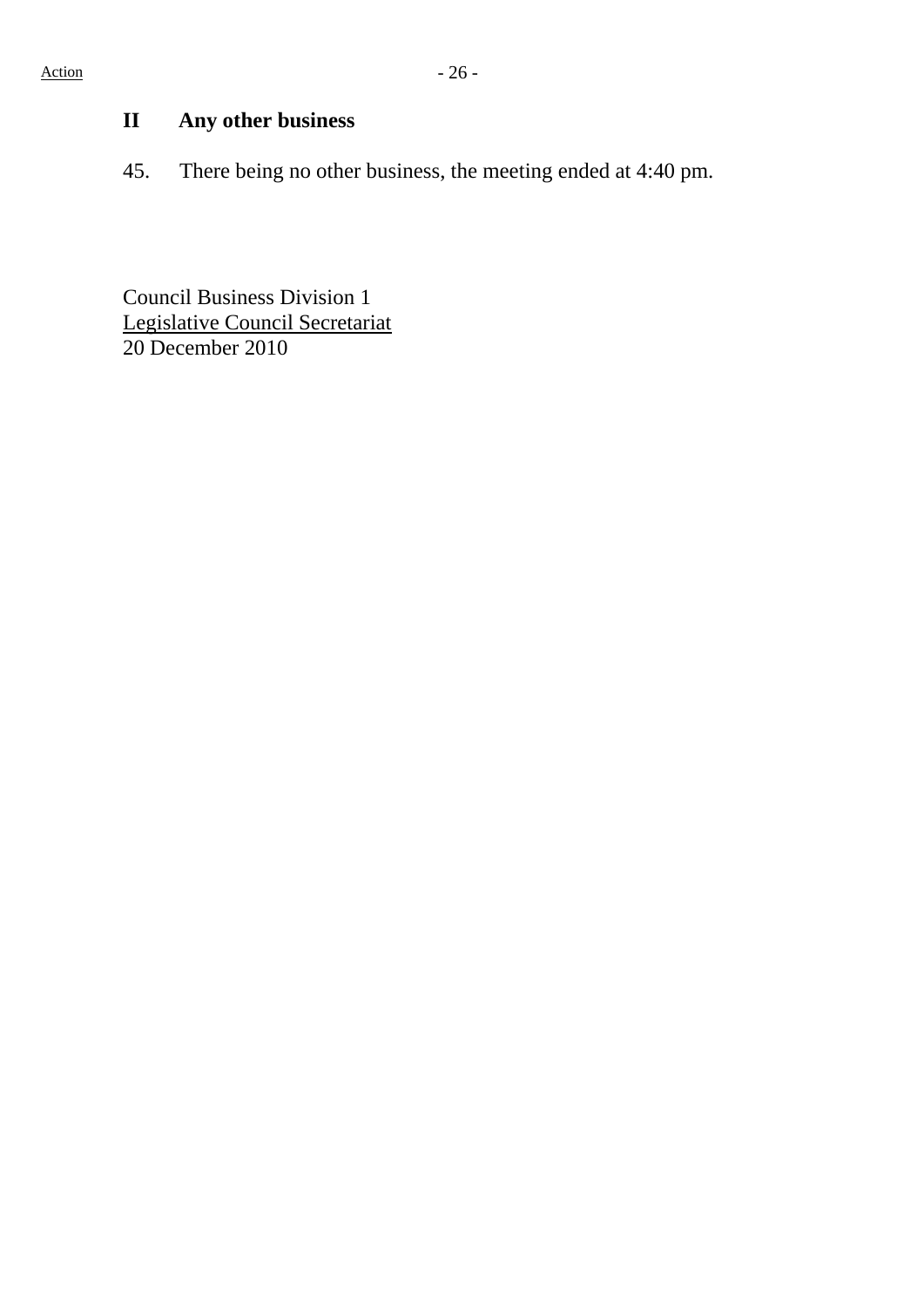Action

## II Any other business

45. There being no other business, the meeting ended at 4:40 pm.

Council Business Division 1
Legislative Council Secretariat
20 December 2010